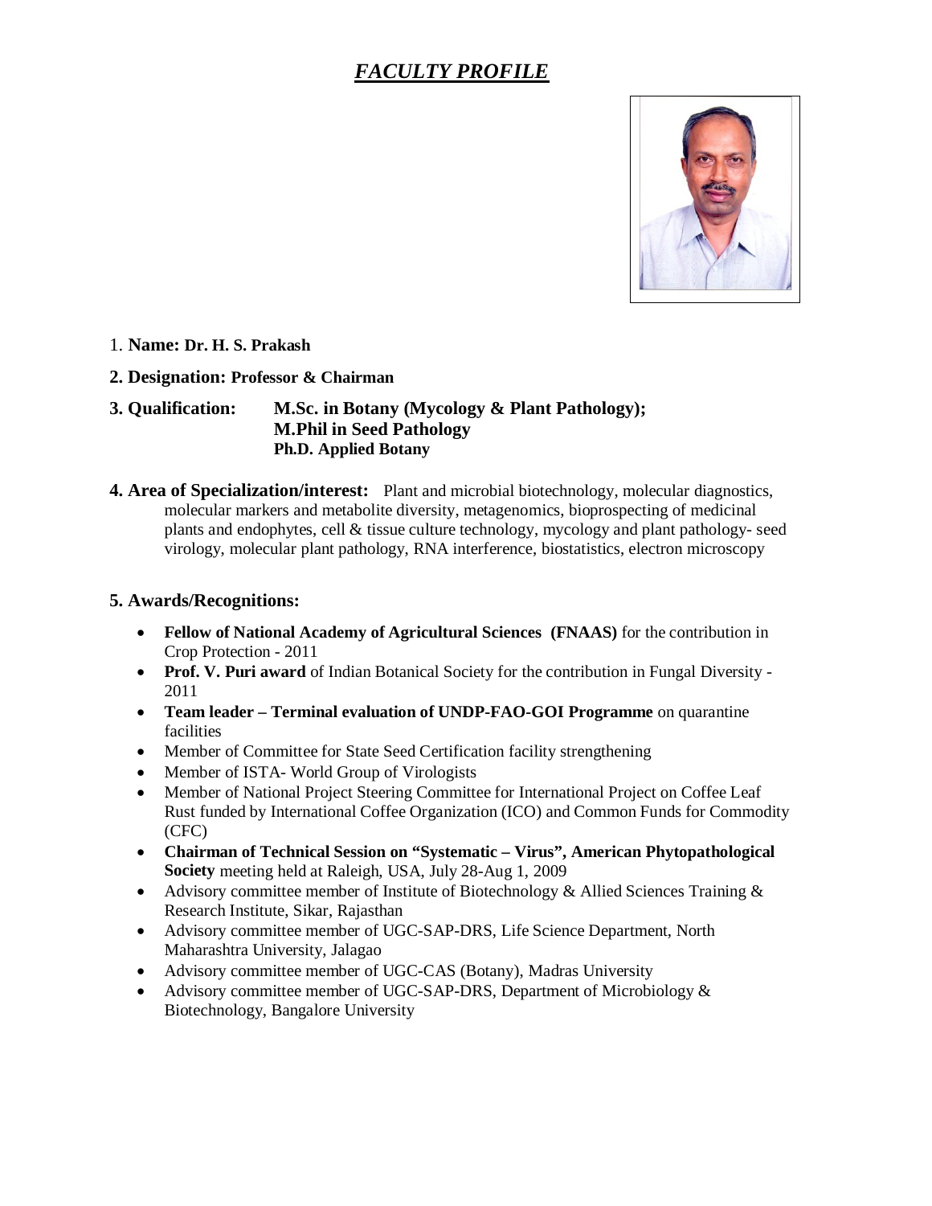# *FACULTY PROFILE*

1. **Name: Dr. H. S. Prakash**

**2. Designation: Professor & Chairman**

**3. Qualification:** **M.Sc. in Botany (Mycology & Plant Pathology);**
**M.Phil in Seed Pathology**
**Ph.D. Applied Botany**

**4. Area of Specialization/interest:** Plant and microbial biotechnology, molecular diagnostics, molecular markers and metabolite diversity, metagenomics, bioprospecting of medicinal plants and endophytes, cell & tissue culture technology, mycology and plant pathology- seed virology, molecular plant pathology, RNA interference, biostatistics, electron microscopy

**5. Awards/Recognitions:**

- **Fellow of National Academy of Agricultural Sciences (FNAAS)** for the contribution in Crop Protection - 2011
- **Prof. V. Puri award** of Indian Botanical Society for the contribution in Fungal Diversity - 2011
- **Team leader – Terminal evaluation of UNDP-FAO-GOI Programme** on quarantine facilities
- Member of Committee for State Seed Certification facility strengthening
- Member of ISTA- World Group of Virologists
- Member of National Project Steering Committee for International Project on Coffee Leaf Rust funded by International Coffee Organization (ICO) and Common Funds for Commodity (CFC)
- **Chairman of Technical Session on "Systematic – Virus", American Phytopathological Society** meeting held at Raleigh, USA, July 28-Aug 1, 2009
- Advisory committee member of Institute of Biotechnology & Allied Sciences Training & Research Institute, Sikar, Rajasthan
- Advisory committee member of UGC-SAP-DRS, Life Science Department, North Maharashtra University, Jalagao
- Advisory committee member of UGC-CAS (Botany), Madras University
- Advisory committee member of UGC-SAP-DRS, Department of Microbiology & Biotechnology, Bangalore University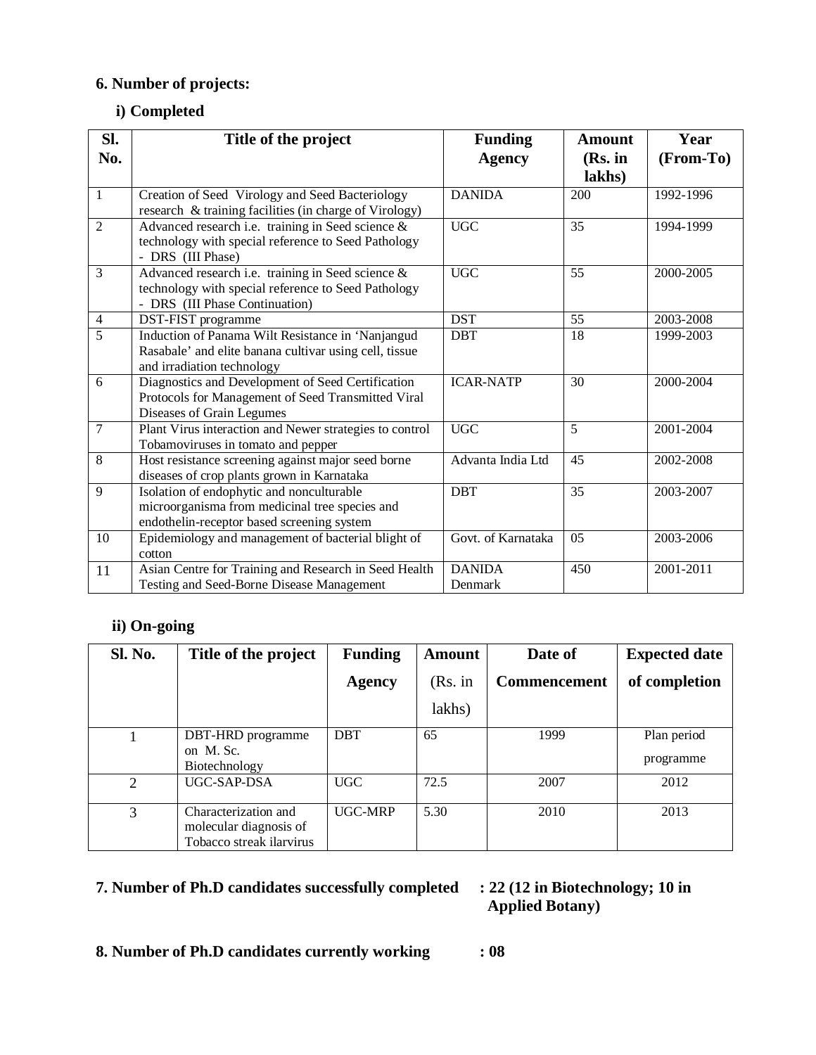**6. Number of projects:**

**i) Completed**

| Sl. No. | Title of the project | Funding Agency | Amount (Rs. in lakhs) | Year (From-To) |
|---|---|---|---|---|
| 1 | Creation of Seed Virology and Seed Bacteriology research & training facilities (in charge of Virology) | DANIDA | 200 | 1992-1996 |
| 2 | Advanced research i.e. training in Seed science & technology with special reference to Seed Pathology - DRS (III Phase) | UGC | 35 | 1994-1999 |
| 3 | Advanced research i.e. training in Seed science & technology with special reference to Seed Pathology - DRS (III Phase Continuation) | UGC | 55 | 2000-2005 |
| 4 | DST-FIST programme | DST | 55 | 2003-2008 |
| 5 | Induction of Panama Wilt Resistance in 'Nanjangud Rasabale' and elite banana cultivar using cell, tissue and irradiation technology | DBT | 18 | 1999-2003 |
| 6 | Diagnostics and Development of Seed Certification Protocols for Management of Seed Transmitted Viral Diseases of Grain Legumes | ICAR-NATP | 30 | 2000-2004 |
| 7 | Plant Virus interaction and Newer strategies to control Tobamoviruses in tomato and pepper | UGC | 5 | 2001-2004 |
| 8 | Host resistance screening against major seed borne diseases of crop plants grown in Karnataka | Advanta India Ltd | 45 | 2002-2008 |
| 9 | Isolation of endophytic and nonculturable microorganisma from medicinal tree species and endothelin-receptor based screening system | DBT | 35 | 2003-2007 |
| 10 | Epidemiology and management of bacterial blight of cotton | Govt. of Karnataka | 05 | 2003-2006 |
| 11 | Asian Centre for Training and Research in Seed Health Testing and Seed-Borne Disease Management | DANIDA Denmark | 450 | 2001-2011 |

**ii) On-going**

| Sl. No. | Title of the project | Funding Agency | Amount (Rs. in lakhs) | Date of Commencement | Expected date of completion |
|---|---|---|---|---|---|
| 1 | DBT-HRD programme on M. Sc. Biotechnology | DBT | 65 | 1999 | Plan period programme |
| 2 | UGC-SAP-DSA | UGC | 72.5 | 2007 | 2012 |
| 3 | Characterization and molecular diagnosis of Tobacco streak ilarvirus | UGC-MRP | 5.30 | 2010 | 2013 |

**7. Number of Ph.D candidates successfully completed : 22 (12 in Biotechnology; 10 in Applied Botany)**

**8. Number of Ph.D candidates currently working : 08**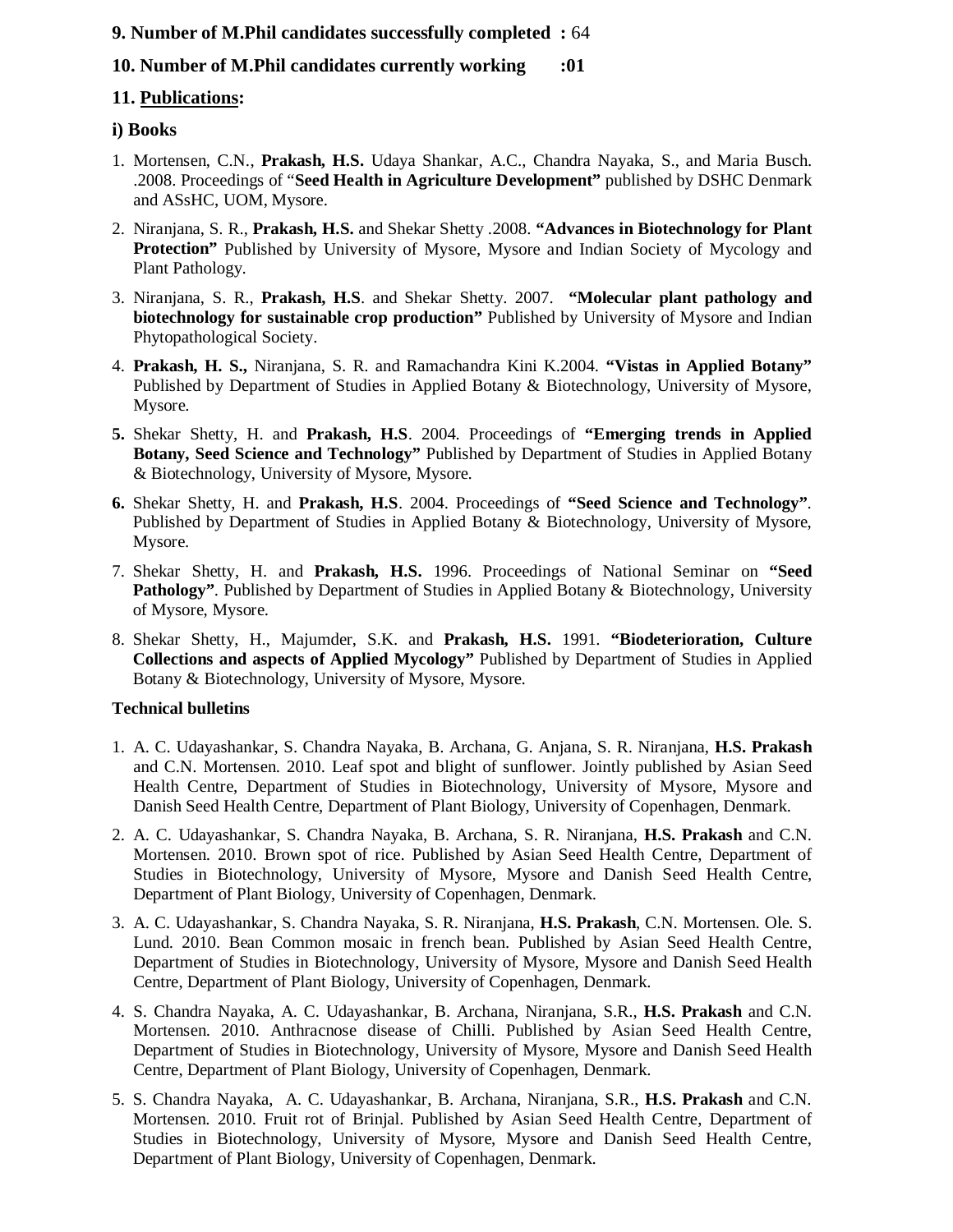**9. Number of M.Phil candidates successfully completed :** 64

**10. Number of M.Phil candidates currently working :01**

**11. Publications:**

**i) Books**

1. Mortensen, C.N., **Prakash, H.S.** Udaya Shankar, A.C., Chandra Nayaka, S., and Maria Busch. .2008. Proceedings of "**Seed Health in Agriculture Development"** published by DSHC Denmark and ASsHC, UOM, Mysore.
2. Niranjana, S. R., **Prakash, H.S.** and Shekar Shetty .2008. **"Advances in Biotechnology for Plant Protection"** Published by University of Mysore, Mysore and Indian Society of Mycology and Plant Pathology.
3. Niranjana, S. R., **Prakash, H.S**. and Shekar Shetty. 2007. **"Molecular plant pathology and biotechnology for sustainable crop production"** Published by University of Mysore and Indian Phytopathological Society.
4. **Prakash, H. S.,** Niranjana, S. R. and Ramachandra Kini K.2004. **"Vistas in Applied Botany"** Published by Department of Studies in Applied Botany & Biotechnology, University of Mysore, Mysore.
5. Shekar Shetty, H. and **Prakash, H.S**. 2004. Proceedings of **"Emerging trends in Applied Botany, Seed Science and Technology"** Published by Department of Studies in Applied Botany & Biotechnology, University of Mysore, Mysore.
6. Shekar Shetty, H. and **Prakash, H.S**. 2004. Proceedings of **"Seed Science and Technology"**. Published by Department of Studies in Applied Botany & Biotechnology, University of Mysore, Mysore.
7. Shekar Shetty, H. and **Prakash, H.S.** 1996. Proceedings of National Seminar on **"Seed Pathology"**. Published by Department of Studies in Applied Botany & Biotechnology, University of Mysore, Mysore.
8. Shekar Shetty, H., Majumder, S.K. and **Prakash, H.S.** 1991. **"Biodeterioration, Culture Collections and aspects of Applied Mycology"** Published by Department of Studies in Applied Botany & Biotechnology, University of Mysore, Mysore.

**Technical bulletins**

1. A. C. Udayashankar, S. Chandra Nayaka, B. Archana, G. Anjana, S. R. Niranjana, **H.S. Prakash** and C.N. Mortensen. 2010. Leaf spot and blight of sunflower. Jointly published by Asian Seed Health Centre, Department of Studies in Biotechnology, University of Mysore, Mysore and Danish Seed Health Centre, Department of Plant Biology, University of Copenhagen, Denmark.
2. A. C. Udayashankar, S. Chandra Nayaka, B. Archana, S. R. Niranjana, **H.S. Prakash** and C.N. Mortensen. 2010. Brown spot of rice. Published by Asian Seed Health Centre, Department of Studies in Biotechnology, University of Mysore, Mysore and Danish Seed Health Centre, Department of Plant Biology, University of Copenhagen, Denmark.
3. A. C. Udayashankar, S. Chandra Nayaka, S. R. Niranjana, **H.S. Prakash**, C.N. Mortensen. Ole. S. Lund. 2010. Bean Common mosaic in french bean. Published by Asian Seed Health Centre, Department of Studies in Biotechnology, University of Mysore, Mysore and Danish Seed Health Centre, Department of Plant Biology, University of Copenhagen, Denmark.
4. S. Chandra Nayaka, A. C. Udayashankar, B. Archana, Niranjana, S.R., **H.S. Prakash** and C.N. Mortensen. 2010. Anthracnose disease of Chilli. Published by Asian Seed Health Centre, Department of Studies in Biotechnology, University of Mysore, Mysore and Danish Seed Health Centre, Department of Plant Biology, University of Copenhagen, Denmark.
5. S. Chandra Nayaka, A. C. Udayashankar, B. Archana, Niranjana, S.R., **H.S. Prakash** and C.N. Mortensen. 2010. Fruit rot of Brinjal. Published by Asian Seed Health Centre, Department of Studies in Biotechnology, University of Mysore, Mysore and Danish Seed Health Centre, Department of Plant Biology, University of Copenhagen, Denmark.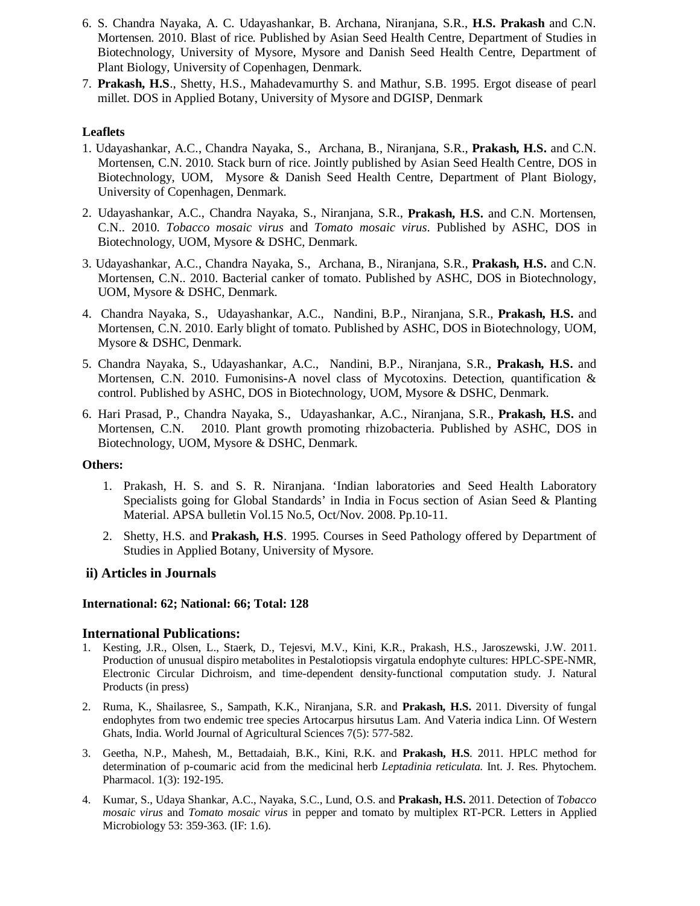6. S. Chandra Nayaka, A. C. Udayashankar, B. Archana, Niranjana, S.R., **H.S. Prakash** and C.N. Mortensen. 2010. Blast of rice. Published by Asian Seed Health Centre, Department of Studies in Biotechnology, University of Mysore, Mysore and Danish Seed Health Centre, Department of Plant Biology, University of Copenhagen, Denmark.
7. **Prakash, H.S**., Shetty, H.S., Mahadevamurthy S. and Mathur, S.B. 1995. Ergot disease of pearl millet. DOS in Applied Botany, University of Mysore and DGISP, Denmark

**Leaflets**

1. Udayashankar, A.C., Chandra Nayaka, S., Archana, B., Niranjana, S.R., **Prakash, H.S.** and C.N. Mortensen, C.N. 2010. Stack burn of rice. Jointly published by Asian Seed Health Centre, DOS in Biotechnology, UOM, Mysore & Danish Seed Health Centre, Department of Plant Biology, University of Copenhagen, Denmark.
2. Udayashankar, A.C., Chandra Nayaka, S., Niranjana, S.R., **Prakash, H.S.** and C.N. Mortensen, C.N.. 2010. *Tobacco mosaic virus* and *Tomato mosaic virus*. Published by ASHC, DOS in Biotechnology, UOM, Mysore & DSHC, Denmark.
3. Udayashankar, A.C., Chandra Nayaka, S., Archana, B., Niranjana, S.R., **Prakash, H.S.** and C.N. Mortensen, C.N.. 2010. Bacterial canker of tomato. Published by ASHC, DOS in Biotechnology, UOM, Mysore & DSHC, Denmark.
4. Chandra Nayaka, S., Udayashankar, A.C., Nandini, B.P., Niranjana, S.R., **Prakash, H.S.** and Mortensen, C.N. 2010. Early blight of tomato. Published by ASHC, DOS in Biotechnology, UOM, Mysore & DSHC, Denmark.
5. Chandra Nayaka, S., Udayashankar, A.C., Nandini, B.P., Niranjana, S.R., **Prakash, H.S.** and Mortensen, C.N. 2010. Fumonisins-A novel class of Mycotoxins. Detection, quantification & control. Published by ASHC, DOS in Biotechnology, UOM, Mysore & DSHC, Denmark.
6. Hari Prasad, P., Chandra Nayaka, S., Udayashankar, A.C., Niranjana, S.R., **Prakash, H.S.** and Mortensen, C.N. 2010. Plant growth promoting rhizobacteria. Published by ASHC, DOS in Biotechnology, UOM, Mysore & DSHC, Denmark.

**Others:**

1. Prakash, H. S. and S. R. Niranjana. 'Indian laboratories and Seed Health Laboratory Specialists going for Global Standards' in India in Focus section of Asian Seed & Planting Material. APSA bulletin Vol.15 No.5, Oct/Nov. 2008. Pp.10-11.
2. Shetty, H.S. and **Prakash, H.S**. 1995. Courses in Seed Pathology offered by Department of Studies in Applied Botany, University of Mysore.

## ii) Articles in Journals

**International: 62; National: 66; Total: 128**

### International Publications:

1. Kesting, J.R., Olsen, L., Staerk, D., Tejesvi, M.V., Kini, K.R., Prakash, H.S., Jaroszewski, J.W. 2011. Production of unusual dispiro metabolites in Pestalotiopsis virgatula endophyte cultures: HPLC-SPE-NMR, Electronic Circular Dichroism, and time-dependent density-functional computation study. J. Natural Products (in press)
2. Ruma, K., Shailasree, S., Sampath, K.K., Niranjana, S.R. and **Prakash, H.S.** 2011. Diversity of fungal endophytes from two endemic tree species Artocarpus hirsutus Lam. And Vateria indica Linn. Of Western Ghats, India. World Journal of Agricultural Sciences 7(5): 577-582.
3. Geetha, N.P., Mahesh, M., Bettadaiah, B.K., Kini, R.K. and **Prakash, H.S**. 2011. HPLC method for determination of p-coumaric acid from the medicinal herb *Leptadinia reticulata.* Int. J. Res. Phytochem. Pharmacol. 1(3): 192-195.
4. Kumar, S., Udaya Shankar, A.C., Nayaka, S.C., Lund, O.S. and **Prakash, H.S.** 2011. Detection of *Tobacco mosaic virus* and *Tomato mosaic virus* in pepper and tomato by multiplex RT-PCR. Letters in Applied Microbiology 53: 359-363. (IF: 1.6).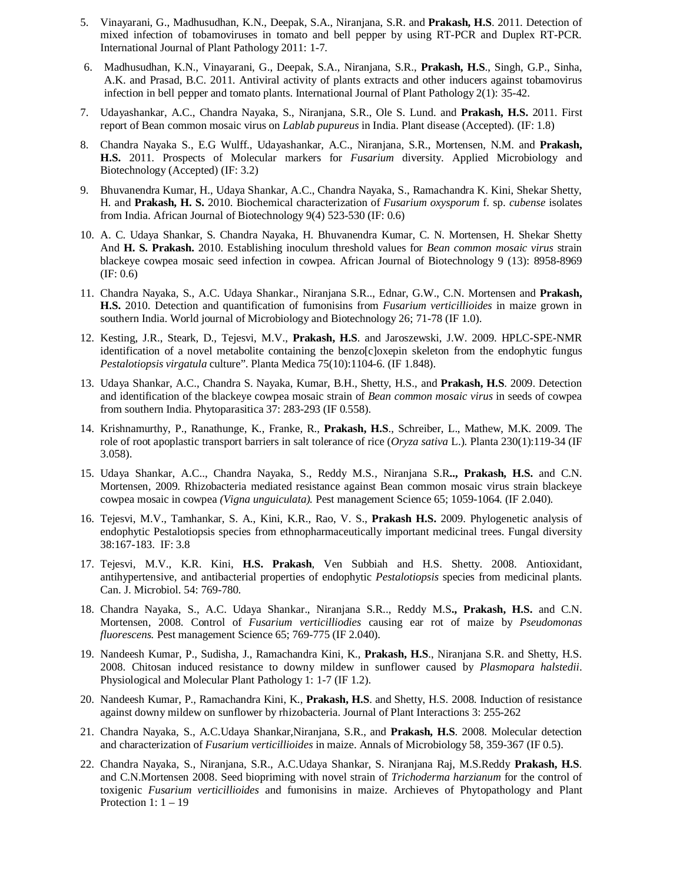5. Vinayarani, G., Madhusudhan, K.N., Deepak, S.A., Niranjana, S.R. and **Prakash, H.S**. 2011. Detection of mixed infection of tobamoviruses in tomato and bell pepper by using RT-PCR and Duplex RT-PCR. International Journal of Plant Pathology 2011: 1-7.

6. Madhusudhan, K.N., Vinayarani, G., Deepak, S.A., Niranjana, S.R., **Prakash, H.S**., Singh, G.P., Sinha, A.K. and Prasad, B.C. 2011. Antiviral activity of plants extracts and other inducers against tobamovirus infection in bell pepper and tomato plants. International Journal of Plant Pathology 2(1): 35-42.

7. Udayashankar, A.C., Chandra Nayaka, S., Niranjana, S.R., Ole S. Lund. and **Prakash, H.S.** 2011. First report of Bean common mosaic virus on *Lablab pupureus* in India. Plant disease (Accepted). (IF: 1.8)

8. Chandra Nayaka S., E.G Wulff., Udayashankar, A.C., Niranjana, S.R., Mortensen, N.M. and **Prakash, H.S.** 2011. Prospects of Molecular markers for *Fusarium* diversity. Applied Microbiology and Biotechnology (Accepted) (IF: 3.2)

9. Bhuvanendra Kumar, H., Udaya Shankar, A.C., Chandra Nayaka, S., Ramachandra K. Kini, Shekar Shetty, H. and **Prakash, H. S.** 2010. Biochemical characterization of *Fusarium oxysporum* f. sp. *cubense* isolates from India. African Journal of Biotechnology 9(4) 523-530 (IF: 0.6)

10. A. C. Udaya Shankar, S. Chandra Nayaka, H. Bhuvanendra Kumar, C. N. Mortensen, H. Shekar Shetty And **H. S. Prakash.** 2010. Establishing inoculum threshold values for *Bean common mosaic virus* strain blackeye cowpea mosaic seed infection in cowpea. African Journal of Biotechnology 9 (13): 8958-8969 (IF: 0.6)

11. Chandra Nayaka, S., A.C. Udaya Shankar., Niranjana S.R.., Ednar, G.W., C.N. Mortensen and **Prakash, H.S.** 2010. Detection and quantification of fumonisins from *Fusarium verticillioides* in maize grown in southern India. World journal of Microbiology and Biotechnology 26; 71-78 (IF 1.0).

12. Kesting, J.R., Steark, D., Tejesvi, M.V., **Prakash, H.S**. and Jaroszewski, J.W. 2009. HPLC-SPE-NMR identification of a novel metabolite containing the benzo[c]oxepin skeleton from the endophytic fungus *Pestalotiopsis virgatula* culture". Planta Medica 75(10):1104-6. (IF 1.848).

13. Udaya Shankar, A.C., Chandra S. Nayaka, Kumar, B.H., Shetty, H.S., and **Prakash, H.S**. 2009. Detection and identification of the blackeye cowpea mosaic strain of *Bean common mosaic virus* in seeds of cowpea from southern India. Phytoparasitica 37: 283-293 (IF 0.558).

14. Krishnamurthy, P., Ranathunge, K., Franke, R., **Prakash, H.S**., Schreiber, L., Mathew, M.K. 2009. The role of root apoplastic transport barriers in salt tolerance of rice (*Oryza sativa* L.). Planta 230(1):119-34 (IF 3.058).

15. Udaya Shankar, A.C.., Chandra Nayaka, S., Reddy M.S., Niranjana S.R**.., Prakash, H.S.** and C.N. Mortensen, 2009. Rhizobacteria mediated resistance against Bean common mosaic virus strain blackeye cowpea mosaic in cowpea *(Vigna unguiculata).* Pest management Science 65; 1059-1064. (IF 2.040).

16. Tejesvi, M.V., Tamhankar, S. A., Kini, K.R., Rao, V. S., **Prakash H.S.** 2009. Phylogenetic analysis of endophytic Pestalotiopsis species from ethnopharmaceutically important medicinal trees. Fungal diversity 38:167-183. IF: 3.8

17. Tejesvi, M.V., K.R. Kini, **H.S. Prakash**, Ven Subbiah and H.S. Shetty. 2008. Antioxidant, antihypertensive, and antibacterial properties of endophytic *Pestalotiopsis* species from medicinal plants. Can. J. Microbiol. 54: 769-780.

18. Chandra Nayaka, S., A.C. Udaya Shankar., Niranjana S.R.., Reddy M.S**., Prakash, H.S.** and C.N. Mortensen, 2008. Control of *Fusarium verticilliodies* causing ear rot of maize by *Pseudomonas fluorescens.* Pest management Science 65; 769-775 (IF 2.040).

19. Nandeesh Kumar, P., Sudisha, J., Ramachandra Kini, K., **Prakash, H.S**., Niranjana S.R. and Shetty, H.S. 2008. Chitosan induced resistance to downy mildew in sunflower caused by *Plasmopara halstedii*. Physiological and Molecular Plant Pathology 1: 1-7 (IF 1.2).

20. Nandeesh Kumar, P., Ramachandra Kini, K., **Prakash, H.S**. and Shetty, H.S. 2008. Induction of resistance against downy mildew on sunflower by rhizobacteria. Journal of Plant Interactions 3: 255-262

21. Chandra Nayaka, S., A.C.Udaya Shankar,Niranjana, S.R., and **Prakash, H.S**. 2008. Molecular detection and characterization of *Fusarium verticillioides* in maize. Annals of Microbiology 58, 359-367 (IF 0.5).

22. Chandra Nayaka, S., Niranjana, S.R., A.C.Udaya Shankar, S. Niranjana Raj, M.S.Reddy **Prakash, H.S**. and C.N.Mortensen 2008. Seed biopriming with novel strain of *Trichoderma harzianum* for the control of toxigenic *Fusarium verticillioides* and fumonisins in maize. Archieves of Phytopathology and Plant Protection 1: 1 – 19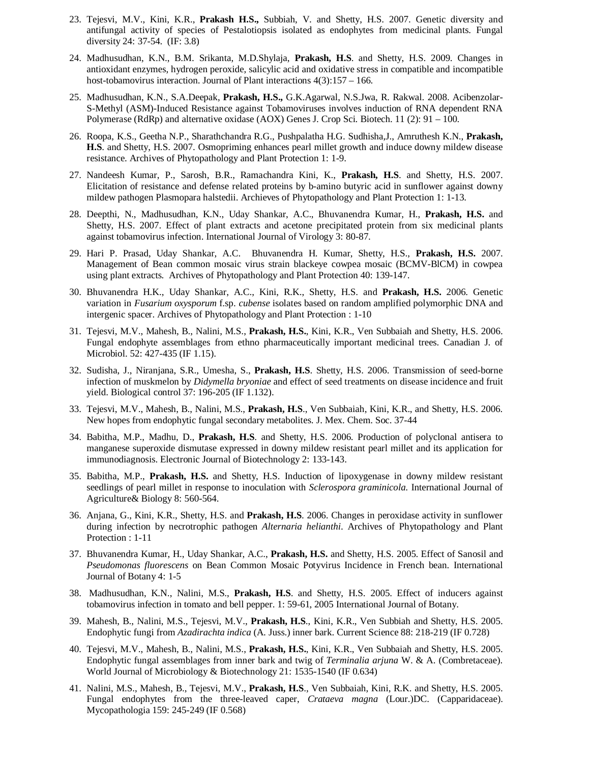23. Tejesvi, M.V., Kini, K.R., **Prakash H.S.,** Subbiah, V. and Shetty, H.S. 2007. Genetic diversity and antifungal activity of species of Pestalotiopsis isolated as endophytes from medicinal plants. Fungal diversity 24: 37-54. (IF: 3.8)

24. Madhusudhan, K.N., B.M. Srikanta, M.D.Shylaja, **Prakash, H.S**. and Shetty, H.S. 2009. Changes in antioxidant enzymes, hydrogen peroxide, salicylic acid and oxidative stress in compatible and incompatible host-tobamovirus interaction. Journal of Plant interactions 4(3):157 – 166.

25. Madhusudhan, K.N., S.A.Deepak, **Prakash, H.S.,** G.K.Agarwal, N.S.Jwa, R. Rakwal. 2008. Acibenzolar-S-Methyl (ASM)-Induced Resistance against Tobamoviruses involves induction of RNA dependent RNA Polymerase (RdRp) and alternative oxidase (AOX) Genes J. Crop Sci. Biotech. 11 (2): 91 – 100.

26. Roopa, K.S., Geetha N.P., Sharathchandra R.G., Pushpalatha H.G. Sudhisha,J., Amruthesh K.N., **Prakash, H.S**. and Shetty, H.S. 2007. Osmopriming enhances pearl millet growth and induce downy mildew disease resistance. Archives of Phytopathology and Plant Protection 1: 1-9.

27. Nandeesh Kumar, P., Sarosh, B.R., Ramachandra Kini, K., **Prakash, H.S**. and Shetty, H.S. 2007. Elicitation of resistance and defense related proteins by b-amino butyric acid in sunflower against downy mildew pathogen Plasmopara halstedii. Archieves of Phytopathology and Plant Protection 1: 1-13.

28. Deepthi, N., Madhusudhan, K.N., Uday Shankar, A.C., Bhuvanendra Kumar, H., **Prakash, H.S.** and Shetty, H.S. 2007. Effect of plant extracts and acetone precipitated protein from six medicinal plants against tobamovirus infection. International Journal of Virology 3: 80-87.

29. Hari P. Prasad, Uday Shankar, A.C. Bhuvanendra H. Kumar, Shetty, H.S., **Prakash, H.S.** 2007. Management of Bean common mosaic virus strain blackeye cowpea mosaic (BCMV-BlCM) in cowpea using plant extracts. Archives of Phytopathology and Plant Protection 40: 139-147.

30. Bhuvanendra H.K., Uday Shankar, A.C., Kini, R.K., Shetty, H.S. and **Prakash, H.S.** 2006. Genetic variation in *Fusarium oxysporum* f.sp. *cubense* isolates based on random amplified polymorphic DNA and intergenic spacer. Archives of Phytopathology and Plant Protection : 1-10

31. Tejesvi, M.V., Mahesh, B., Nalini, M.S., **Prakash, H.S.**, Kini, K.R., Ven Subbaiah and Shetty, H.S. 2006. Fungal endophyte assemblages from ethno pharmaceutically important medicinal trees. Canadian J. of Microbiol. 52: 427-435 (IF 1.15).

32. Sudisha, J., Niranjana, S.R., Umesha, S., **Prakash, H.S**. Shetty, H.S. 2006. Transmission of seed-borne infection of muskmelon by *Didymella bryoniae* and effect of seed treatments on disease incidence and fruit yield. Biological control 37: 196-205 (IF 1.132).

33. Tejesvi, M.V., Mahesh, B., Nalini, M.S., **Prakash, H.S**., Ven Subbaiah, Kini, K.R., and Shetty, H.S. 2006. New hopes from endophytic fungal secondary metabolites. J. Mex. Chem. Soc. 37-44

34. Babitha, M.P., Madhu, D., **Prakash, H.S**. and Shetty, H.S. 2006. Production of polyclonal antisera to manganese superoxide dismutase expressed in downy mildew resistant pearl millet and its application for immunodiagnosis. Electronic Journal of Biotechnology 2: 133-143.

35. Babitha, M.P., **Prakash, H.S.** and Shetty, H.S. Induction of lipoxygenase in downy mildew resistant seedlings of pearl millet in response to inoculation with *Sclerospora graminicola.* International Journal of Agriculture& Biology 8: 560-564.

36. Anjana, G., Kini, K.R., Shetty, H.S. and **Prakash, H.S**. 2006. Changes in peroxidase activity in sunflower during infection by necrotrophic pathogen *Alternaria helianthi*. Archives of Phytopathology and Plant Protection : 1-11

37. Bhuvanendra Kumar, H., Uday Shankar, A.C., **Prakash, H.S.** and Shetty, H.S. 2005. Effect of Sanosil and *Pseudomonas fluorescens* on Bean Common Mosaic Potyvirus Incidence in French bean. International Journal of Botany 4: 1-5

38. Madhusudhan, K.N., Nalini, M.S., **Prakash, H.S**. and Shetty, H.S. 2005. Effect of inducers against tobamovirus infection in tomato and bell pepper. 1: 59-61, 2005 International Journal of Botany.

39. Mahesh, B., Nalini, M.S., Tejesvi, M.V., **Prakash, H.S**., Kini, K.R., Ven Subbiah and Shetty, H.S. 2005. Endophytic fungi from *Azadirachta indica* (A. Juss.) inner bark. Current Science 88: 218-219 (IF 0.728)

40. Tejesvi, M.V., Mahesh, B., Nalini, M.S., **Prakash, H.S.**, Kini, K.R., Ven Subbaiah and Shetty, H.S. 2005. Endophytic fungal assemblages from inner bark and twig of *Terminalia arjuna* W. & A. (Combretaceae). World Journal of Microbiology & Biotechnology 21: 1535-1540 (IF 0.634)

41. Nalini, M.S., Mahesh, B., Tejesvi, M.V., **Prakash, H.S**., Ven Subbaiah, Kini, R.K. and Shetty, H.S. 2005. Fungal endophytes from the three-leaved caper, *Crataeva magna* (Lour.)DC. (Capparidaceae). Mycopathologia 159: 245-249 (IF 0.568)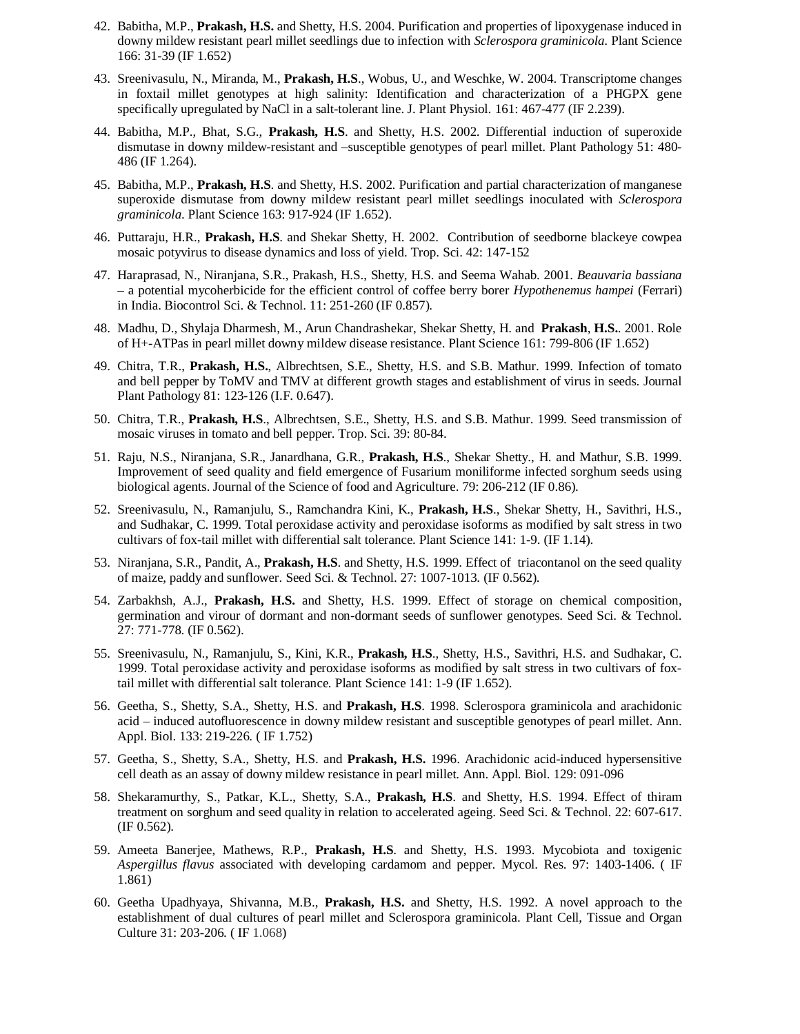42. Babitha, M.P., **Prakash, H.S.** and Shetty, H.S. 2004. Purification and properties of lipoxygenase induced in downy mildew resistant pearl millet seedlings due to infection with *Sclerospora graminicola*. Plant Science 166: 31-39 (IF 1.652)

43. Sreenivasulu, N., Miranda, M., **Prakash, H.S**., Wobus, U., and Weschke, W. 2004. Transcriptome changes in foxtail millet genotypes at high salinity: Identification and characterization of a PHGPX gene specifically upregulated by NaCl in a salt-tolerant line. J. Plant Physiol. 161: 467-477 (IF 2.239).

44. Babitha, M.P., Bhat, S.G., **Prakash, H.S**. and Shetty, H.S. 2002. Differential induction of superoxide dismutase in downy mildew-resistant and –susceptible genotypes of pearl millet. Plant Pathology 51: 480-486 (IF 1.264).

45. Babitha, M.P., **Prakash, H.S**. and Shetty, H.S. 2002. Purification and partial characterization of manganese superoxide dismutase from downy mildew resistant pearl millet seedlings inoculated with *Sclerospora graminicola*. Plant Science 163: 917-924 (IF 1.652).

46. Puttaraju, H.R., **Prakash, H.S**. and Shekar Shetty, H. 2002. Contribution of seedborne blackeye cowpea mosaic potyvirus to disease dynamics and loss of yield. Trop. Sci. 42: 147-152

47. Haraprasad, N., Niranjana, S.R., Prakash, H.S., Shetty, H.S. and Seema Wahab. 2001. *Beauvaria bassiana* – a potential mycoherbicide for the efficient control of coffee berry borer *Hypothenemus hampei* (Ferrari) in India. Biocontrol Sci. & Technol. 11: 251-260 (IF 0.857).

48. Madhu, D., Shylaja Dharmesh, M., Arun Chandrashekar, Shekar Shetty, H. and **Prakash**, **H.S.**. 2001. Role of H+-ATPas in pearl millet downy mildew disease resistance. Plant Science 161: 799-806 (IF 1.652)

49. Chitra, T.R., **Prakash, H.S.**, Albrechtsen, S.E., Shetty, H.S. and S.B. Mathur. 1999. Infection of tomato and bell pepper by ToMV and TMV at different growth stages and establishment of virus in seeds. Journal Plant Pathology 81: 123-126 (I.F. 0.647).

50. Chitra, T.R., **Prakash, H.S**., Albrechtsen, S.E., Shetty, H.S. and S.B. Mathur. 1999. Seed transmission of mosaic viruses in tomato and bell pepper. Trop. Sci. 39: 80-84.

51. Raju, N.S., Niranjana, S.R., Janardhana, G.R., **Prakash, H.S**., Shekar Shetty., H. and Mathur, S.B. 1999. Improvement of seed quality and field emergence of Fusarium moniliforme infected sorghum seeds using biological agents. Journal of the Science of food and Agriculture. 79: 206-212 (IF 0.86).

52. Sreenivasulu, N., Ramanjulu, S., Ramchandra Kini, K., **Prakash, H.S**., Shekar Shetty, H., Savithri, H.S., and Sudhakar, C. 1999. Total peroxidase activity and peroxidase isoforms as modified by salt stress in two cultivars of fox-tail millet with differential salt tolerance. Plant Science 141: 1-9. (IF 1.14).

53. Niranjana, S.R., Pandit, A., **Prakash, H.S**. and Shetty, H.S. 1999. Effect of triacontanol on the seed quality of maize, paddy and sunflower. Seed Sci. & Technol. 27: 1007-1013. (IF 0.562).

54. Zarbakhsh, A.J., **Prakash, H.S.** and Shetty, H.S. 1999. Effect of storage on chemical composition, germination and virour of dormant and non-dormant seeds of sunflower genotypes. Seed Sci. & Technol. 27: 771-778. (IF 0.562).

55. Sreenivasulu, N., Ramanjulu, S., Kini, K.R., **Prakash, H.S**., Shetty, H.S., Savithri, H.S. and Sudhakar, C. 1999. Total peroxidase activity and peroxidase isoforms as modified by salt stress in two cultivars of fox-tail millet with differential salt tolerance. Plant Science 141: 1-9 (IF 1.652).

56. Geetha, S., Shetty, S.A., Shetty, H.S. and **Prakash, H.S**. 1998. Sclerospora graminicola and arachidonic acid – induced autofluorescence in downy mildew resistant and susceptible genotypes of pearl millet. Ann. Appl. Biol. 133: 219-226. ( IF 1.752)

57. Geetha, S., Shetty, S.A., Shetty, H.S. and **Prakash, H.S.** 1996. Arachidonic acid-induced hypersensitive cell death as an assay of downy mildew resistance in pearl millet. Ann. Appl. Biol. 129: 091-096

58. Shekaramurthy, S., Patkar, K.L., Shetty, S.A., **Prakash, H.S**. and Shetty, H.S. 1994. Effect of thiram treatment on sorghum and seed quality in relation to accelerated ageing. Seed Sci. & Technol. 22: 607-617. (IF 0.562).

59. Ameeta Banerjee, Mathews, R.P., **Prakash, H.S**. and Shetty, H.S. 1993. Mycobiota and toxigenic *Aspergillus flavus* associated with developing cardamom and pepper. Mycol. Res. 97: 1403-1406. ( IF 1.861)

60. Geetha Upadhyaya, Shivanna, M.B., **Prakash, H.S.** and Shetty, H.S. 1992. A novel approach to the establishment of dual cultures of pearl millet and Sclerospora graminicola. Plant Cell, Tissue and Organ Culture 31: 203-206. ( IF 1.068)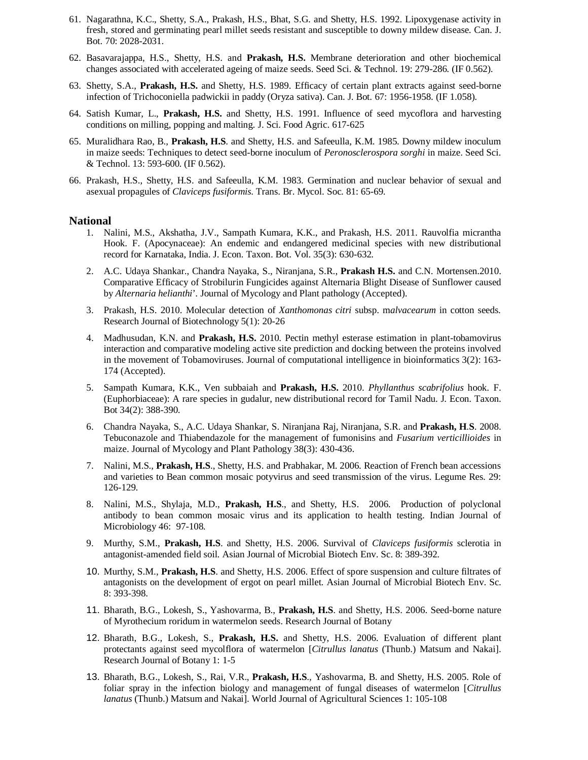61. Nagarathna, K.C., Shetty, S.A., Prakash, H.S., Bhat, S.G. and Shetty, H.S. 1992. Lipoxygenase activity in fresh, stored and germinating pearl millet seeds resistant and susceptible to downy mildew disease. Can. J. Bot. 70: 2028-2031.

62. Basavarajappa, H.S., Shetty, H.S. and **Prakash, H.S.** Membrane deterioration and other biochemical changes associated with accelerated ageing of maize seeds. Seed Sci. & Technol. 19: 279-286. (IF 0.562).

63. Shetty, S.A., **Prakash, H.S.** and Shetty, H.S. 1989. Efficacy of certain plant extracts against seed-borne infection of Trichoconiella padwickii in paddy (Oryza sativa). Can. J. Bot. 67: 1956-1958. (IF 1.058).

64. Satish Kumar, L., **Prakash, H.S.** and Shetty, H.S. 1991. Influence of seed mycoflora and harvesting conditions on milling, popping and malting. J. Sci. Food Agric. 617-625

65. Muralidhara Rao, B., **Prakash, H.S**. and Shetty, H.S. and Safeeulla, K.M. 1985. Downy mildew inoculum in maize seeds: Techniques to detect seed-borne inoculum of *Peronosclerospora sorghi* in maize. Seed Sci. & Technol. 13: 593-600. (IF 0.562).

66. Prakash, H.S., Shetty, H.S. and Safeeulla, K.M. 1983. Germination and nuclear behavior of sexual and asexual propagules of *Claviceps fusiformis*. Trans. Br. Mycol. Soc. 81: 65-69.

## National

1. Nalini, M.S., Akshatha, J.V., Sampath Kumara, K.K., and Prakash, H.S. 2011. Rauvolfia micrantha Hook. F. (Apocynaceae): An endemic and endangered medicinal species with new distributional record for Karnataka, India. J. Econ. Taxon. Bot. Vol. 35(3): 630-632.

2. A.C. Udaya Shankar., Chandra Nayaka, S., Niranjana, S.R., **Prakash H.S.** and C.N. Mortensen.2010. Comparative Efficacy of Strobilurin Fungicides against Alternaria Blight Disease of Sunflower caused by *Alternaria helianthi*'. Journal of Mycology and Plant pathology (Accepted).

3. Prakash, H.S. 2010. Molecular detection of *Xanthomonas citri* subsp. m*alvacearum* in cotton seeds. Research Journal of Biotechnology 5(1): 20-26

4. Madhusudan, K.N. and **Prakash, H.S.** 2010. Pectin methyl esterase estimation in plant-tobamovirus interaction and comparative modeling active site prediction and docking between the proteins involved in the movement of Tobamoviruses. Journal of computational intelligence in bioinformatics 3(2): 163-174 (Accepted).

5. Sampath Kumara, K.K., Ven subbaiah and **Prakash, H.S.** 2010. *Phyllanthus scabrifolius* hook. F. (Euphorbiaceae): A rare species in gudalur, new distributional record for Tamil Nadu. J. Econ. Taxon. Bot 34(2): 388-390.

6. Chandra Nayaka, S., A.C. Udaya Shankar, S. Niranjana Raj, Niranjana, S.R. and **Prakash, H.S**. 2008. Tebuconazole and Thiabendazole for the management of fumonisins and *Fusarium verticillioides* in maize. Journal of Mycology and Plant Pathology 38(3): 430-436.

7. Nalini, M.S., **Prakash, H.S**., Shetty, H.S. and Prabhakar, M. 2006. Reaction of French bean accessions and varieties to Bean common mosaic potyvirus and seed transmission of the virus. Legume Res. 29: 126-129.

8. Nalini, M.S., Shylaja, M.D., **Prakash, H.S**., and Shetty, H.S. 2006. Production of polyclonal antibody to bean common mosaic virus and its application to health testing. Indian Journal of Microbiology 46: 97-108.

9. Murthy, S.M., **Prakash, H.S**. and Shetty, H.S. 2006. Survival of *Claviceps fusiformis* sclerotia in antagonist-amended field soil. Asian Journal of Microbial Biotech Env. Sc. 8: 389-392.

10. Murthy, S.M., **Prakash, H.S**. and Shetty, H.S. 2006. Effect of spore suspension and culture filtrates of antagonists on the development of ergot on pearl millet. Asian Journal of Microbial Biotech Env. Sc. 8: 393-398.

11. Bharath, B.G., Lokesh, S., Yashovarma, B., **Prakash, H.S**. and Shetty, H.S. 2006. Seed-borne nature of Myrothecium roridum in watermelon seeds. Research Journal of Botany

12. Bharath, B.G., Lokesh, S., **Prakash, H.S.** and Shetty, H.S. 2006. Evaluation of different plant protectants against seed mycolflora of watermelon [*Citrullus lanatus* (Thunb.) Matsum and Nakai]. Research Journal of Botany 1: 1-5

13. Bharath, B.G., Lokesh, S., Rai, V.R., **Prakash, H.S**., Yashovarma, B. and Shetty, H.S. 2005. Role of foliar spray in the infection biology and management of fungal diseases of watermelon [*Citrullus lanatus* (Thunb.) Matsum and Nakai]. World Journal of Agricultural Sciences 1: 105-108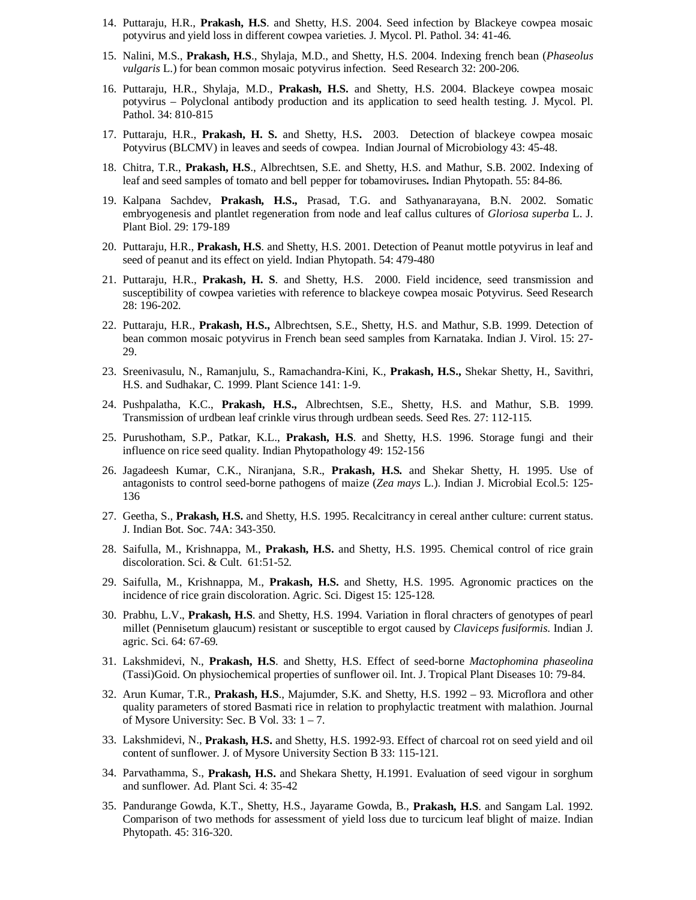14. Puttaraju, H.R., **Prakash, H.S**. and Shetty, H.S. 2004. Seed infection by Blackeye cowpea mosaic potyvirus and yield loss in different cowpea varieties. J. Mycol. Pl. Pathol. 34: 41-46.

15. Nalini, M.S., **Prakash, H.S**., Shylaja, M.D., and Shetty, H.S. 2004. Indexing french bean (*Phaseolus vulgaris* L.) for bean common mosaic potyvirus infection. Seed Research 32: 200-206.

16. Puttaraju, H.R., Shylaja, M.D., **Prakash, H.S.** and Shetty, H.S. 2004. Blackeye cowpea mosaic potyvirus – Polyclonal antibody production and its application to seed health testing. J. Mycol. Pl. Pathol. 34: 810-815

17. Puttaraju, H.R., **Prakash, H. S.** and Shetty, H.S**.** 2003. Detection of blackeye cowpea mosaic Potyvirus (BLCMV) in leaves and seeds of cowpea. Indian Journal of Microbiology 43: 45-48.

18. Chitra, T.R., **Prakash, H.S**., Albrechtsen, S.E. and Shetty, H.S. and Mathur, S.B. 2002. Indexing of leaf and seed samples of tomato and bell pepper for tobamoviruses**.** Indian Phytopath. 55: 84-86.

19. Kalpana Sachdev, **Prakash, H.S.,** Prasad, T.G. and Sathyanarayana, B.N. 2002. Somatic embryogenesis and plantlet regeneration from node and leaf callus cultures of *Gloriosa superba* L. J. Plant Biol. 29: 179-189

20. Puttaraju, H.R., **Prakash, H.S**. and Shetty, H.S. 2001. Detection of Peanut mottle potyvirus in leaf and seed of peanut and its effect on yield. Indian Phytopath. 54: 479-480

21. Puttaraju, H.R., **Prakash, H. S**. and Shetty, H.S. 2000. Field incidence, seed transmission and susceptibility of cowpea varieties with reference to blackeye cowpea mosaic Potyvirus. Seed Research 28: 196-202.

22. Puttaraju, H.R., **Prakash, H.S.,** Albrechtsen, S.E., Shetty, H.S. and Mathur, S.B. 1999. Detection of bean common mosaic potyvirus in French bean seed samples from Karnataka. Indian J. Virol. 15: 27-29.

23. Sreenivasulu, N., Ramanjulu, S., Ramachandra-Kini, K., **Prakash, H.S.,** Shekar Shetty, H., Savithri, H.S. and Sudhakar, C. 1999. Plant Science 141: 1-9.

24. Pushpalatha, K.C., **Prakash, H.S.,** Albrechtsen, S.E., Shetty, H.S. and Mathur, S.B. 1999. Transmission of urdbean leaf crinkle virus through urdbean seeds. Seed Res. 27: 112-115.

25. Purushotham, S.P., Patkar, K.L., **Prakash, H.S**. and Shetty, H.S. 1996. Storage fungi and their influence on rice seed quality. Indian Phytopathology 49: 152-156

26. Jagadeesh Kumar, C.K., Niranjana, S.R., **Prakash, H.S.** and Shekar Shetty, H. 1995. Use of antagonists to control seed-borne pathogens of maize (*Zea mays* L.). Indian J. Microbial Ecol.5: 125-136

27. Geetha, S., **Prakash, H.S.** and Shetty, H.S. 1995. Recalcitrancy in cereal anther culture: current status. J. Indian Bot. Soc. 74A: 343-350.

28. Saifulla, M., Krishnappa, M., **Prakash, H.S.** and Shetty, H.S. 1995. Chemical control of rice grain discoloration. Sci. & Cult. 61:51-52.

29. Saifulla, M., Krishnappa, M., **Prakash, H.S.** and Shetty, H.S. 1995. Agronomic practices on the incidence of rice grain discoloration. Agric. Sci. Digest 15: 125-128.

30. Prabhu, L.V., **Prakash, H.S**. and Shetty, H.S. 1994. Variation in floral chracters of genotypes of pearl millet (Pennisetum glaucum) resistant or susceptible to ergot caused by *Claviceps fusiformis*. Indian J. agric. Sci. 64: 67-69.

31. Lakshmidevi, N., **Prakash, H.S**. and Shetty, H.S. Effect of seed-borne *Mactophomina phaseolina* (Tassi)Goid. On physiochemical properties of sunflower oil. Int. J. Tropical Plant Diseases 10: 79-84.

32. Arun Kumar, T.R., **Prakash, H.S**., Majumder, S.K. and Shetty, H.S. 1992 – 93. Microflora and other quality parameters of stored Basmati rice in relation to prophylactic treatment with malathion. Journal of Mysore University: Sec. B Vol. 33: 1 – 7.

33. Lakshmidevi, N., **Prakash, H.S.** and Shetty, H.S. 1992-93. Effect of charcoal rot on seed yield and oil content of sunflower. J. of Mysore University Section B 33: 115-121.

34. Parvathamma, S., **Prakash, H.S.** and Shekara Shetty, H.1991. Evaluation of seed vigour in sorghum and sunflower. Ad. Plant Sci. 4: 35-42

35. Pandurange Gowda, K.T., Shetty, H.S., Jayarame Gowda, B., **Prakash, H.S**. and Sangam Lal. 1992. Comparison of two methods for assessment of yield loss due to turcicum leaf blight of maize. Indian Phytopath. 45: 316-320.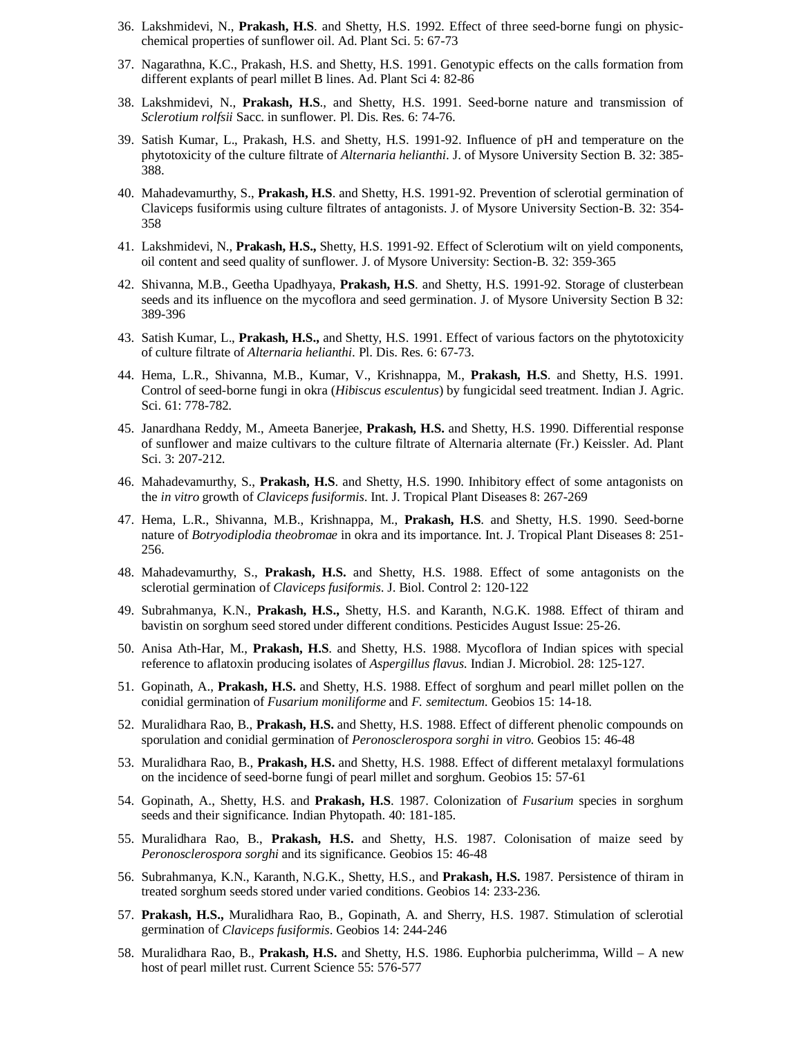36. Lakshmidevi, N., **Prakash, H.S**. and Shetty, H.S. 1992. Effect of three seed-borne fungi on physic-chemical properties of sunflower oil. Ad. Plant Sci. 5: 67-73

37. Nagarathna, K.C., Prakash, H.S. and Shetty, H.S. 1991. Genotypic effects on the calls formation from different explants of pearl millet B lines. Ad. Plant Sci 4: 82-86

38. Lakshmidevi, N., **Prakash, H.S**., and Shetty, H.S. 1991. Seed-borne nature and transmission of *Sclerotium rolfsii* Sacc. in sunflower. Pl. Dis. Res. 6: 74-76.

39. Satish Kumar, L., Prakash, H.S. and Shetty, H.S. 1991-92. Influence of pH and temperature on the phytotoxicity of the culture filtrate of *Alternaria helianthi*. J. of Mysore University Section B. 32: 385-388.

40. Mahadevamurthy, S., **Prakash, H.S**. and Shetty, H.S. 1991-92. Prevention of sclerotial germination of Claviceps fusiformis using culture filtrates of antagonists. J. of Mysore University Section-B. 32: 354-358

41. Lakshmidevi, N., **Prakash, H.S.,** Shetty, H.S. 1991-92. Effect of Sclerotium wilt on yield components, oil content and seed quality of sunflower. J. of Mysore University: Section-B. 32: 359-365

42. Shivanna, M.B., Geetha Upadhyaya, **Prakash, H.S**. and Shetty, H.S. 1991-92. Storage of clusterbean seeds and its influence on the mycoflora and seed germination. J. of Mysore University Section B 32: 389-396

43. Satish Kumar, L., **Prakash, H.S.,** and Shetty, H.S. 1991. Effect of various factors on the phytotoxicity of culture filtrate of *Alternaria helianthi*. Pl. Dis. Res. 6: 67-73.

44. Hema, L.R., Shivanna, M.B., Kumar, V., Krishnappa, M., **Prakash, H.S**. and Shetty, H.S. 1991. Control of seed-borne fungi in okra (*Hibiscus esculentus*) by fungicidal seed treatment. Indian J. Agric. Sci. 61: 778-782.

45. Janardhana Reddy, M., Ameeta Banerjee, **Prakash, H.S.** and Shetty, H.S. 1990. Differential response of sunflower and maize cultivars to the culture filtrate of Alternaria alternate (Fr.) Keissler. Ad. Plant Sci. 3: 207-212.

46. Mahadevamurthy, S., **Prakash, H.S**. and Shetty, H.S. 1990. Inhibitory effect of some antagonists on the *in vitro* growth of *Claviceps fusiformis*. Int. J. Tropical Plant Diseases 8: 267-269

47. Hema, L.R., Shivanna, M.B., Krishnappa, M., **Prakash, H.S**. and Shetty, H.S. 1990. Seed-borne nature of *Botryodiplodia theobromae* in okra and its importance. Int. J. Tropical Plant Diseases 8: 251-256.

48. Mahadevamurthy, S., **Prakash, H.S.** and Shetty, H.S. 1988. Effect of some antagonists on the sclerotial germination of *Claviceps fusiformis*. J. Biol. Control 2: 120-122

49. Subrahmanya, K.N., **Prakash, H.S.,** Shetty, H.S. and Karanth, N.G.K. 1988. Effect of thiram and bavistin on sorghum seed stored under different conditions. Pesticides August Issue: 25-26.

50. Anisa Ath-Har, M., **Prakash, H.S**. and Shetty, H.S. 1988. Mycoflora of Indian spices with special reference to aflatoxin producing isolates of *Aspergillus flavus*. Indian J. Microbiol. 28: 125-127.

51. Gopinath, A., **Prakash, H.S.** and Shetty, H.S. 1988. Effect of sorghum and pearl millet pollen on the conidial germination of *Fusarium moniliforme* and *F. semitectum*. Geobios 15: 14-18.

52. Muralidhara Rao, B., **Prakash, H.S.** and Shetty, H.S. 1988. Effect of different phenolic compounds on sporulation and conidial germination of *Peronosclerospora sorghi in vitro*. Geobios 15: 46-48

53. Muralidhara Rao, B., **Prakash, H.S.** and Shetty, H.S. 1988. Effect of different metalaxyl formulations on the incidence of seed-borne fungi of pearl millet and sorghum. Geobios 15: 57-61

54. Gopinath, A., Shetty, H.S. and **Prakash, H.S**. 1987. Colonization of *Fusarium* species in sorghum seeds and their significance. Indian Phytopath. 40: 181-185.

55. Muralidhara Rao, B., **Prakash, H.S.** and Shetty, H.S. 1987. Colonisation of maize seed by *Peronosclerospora sorghi* and its significance. Geobios 15: 46-48

56. Subrahmanya, K.N., Karanth, N.G.K., Shetty, H.S., and **Prakash, H.S.** 1987. Persistence of thiram in treated sorghum seeds stored under varied conditions. Geobios 14: 233-236.

57. **Prakash, H.S.,** Muralidhara Rao, B., Gopinath, A. and Sherry, H.S. 1987. Stimulation of sclerotial germination of *Claviceps fusiformis*. Geobios 14: 244-246

58. Muralidhara Rao, B., **Prakash, H.S.** and Shetty, H.S. 1986. Euphorbia pulcherimma, Willd – A new host of pearl millet rust. Current Science 55: 576-577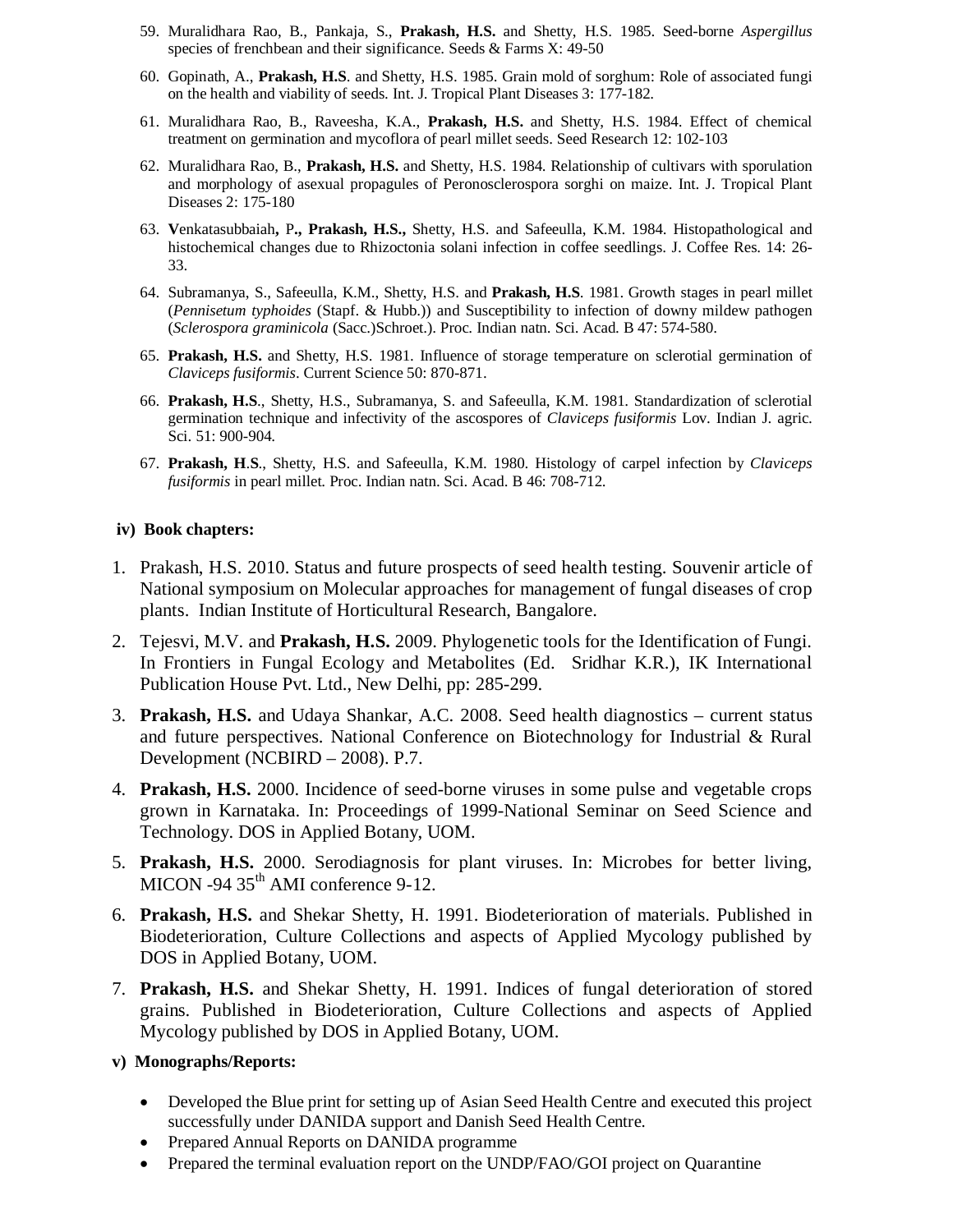59. Muralidhara Rao, B., Pankaja, S., **Prakash, H.S.** and Shetty, H.S. 1985. Seed-borne *Aspergillus* species of frenchbean and their significance. Seeds & Farms X: 49-50

60. Gopinath, A., **Prakash, H.S**. and Shetty, H.S. 1985. Grain mold of sorghum: Role of associated fungi on the health and viability of seeds. Int. J. Tropical Plant Diseases 3: 177-182.

61. Muralidhara Rao, B., Raveesha, K.A., **Prakash, H.S.** and Shetty, H.S. 1984. Effect of chemical treatment on germination and mycoflora of pearl millet seeds. Seed Research 12: 102-103

62. Muralidhara Rao, B., **Prakash, H.S.** and Shetty, H.S. 1984. Relationship of cultivars with sporulation and morphology of asexual propagules of Peronosclerospora sorghi on maize. Int. J. Tropical Plant Diseases 2: 175-180

63. **V**enkatasubbaiah**,** P**., Prakash, H.S.,** Shetty, H.S. and Safeeulla, K.M. 1984. Histopathological and histochemical changes due to Rhizoctonia solani infection in coffee seedlings. J. Coffee Res. 14: 26-33.

64. Subramanya, S., Safeeulla, K.M., Shetty, H.S. and **Prakash, H.S**. 1981. Growth stages in pearl millet (*Pennisetum typhoides* (Stapf. & Hubb.)) and Susceptibility to infection of downy mildew pathogen (*Sclerospora graminicola* (Sacc.)Schroet.). Proc. Indian natn. Sci. Acad. B 47: 574-580.

65. **Prakash, H.S.** and Shetty, H.S. 1981. Influence of storage temperature on sclerotial germination of *Claviceps fusiformis*. Current Science 50: 870-871.

66. **Prakash, H.S**., Shetty, H.S., Subramanya, S. and Safeeulla, K.M. 1981. Standardization of sclerotial germination technique and infectivity of the ascospores of *Claviceps fusiformis* Lov. Indian J. agric. Sci. 51: 900-904.

67. **Prakash, H**.**S**., Shetty, H.S. and Safeeulla, K.M. 1980. Histology of carpel infection by *Claviceps fusiformis* in pearl millet. Proc. Indian natn. Sci. Acad. B 46: 708-712.

**iv) Book chapters:**

1. Prakash, H.S. 2010. Status and future prospects of seed health testing. Souvenir article of National symposium on Molecular approaches for management of fungal diseases of crop plants. Indian Institute of Horticultural Research, Bangalore.

2. Tejesvi, M.V. and **Prakash, H.S.** 2009. Phylogenetic tools for the Identification of Fungi. In Frontiers in Fungal Ecology and Metabolites (Ed. Sridhar K.R.), IK International Publication House Pvt. Ltd., New Delhi, pp: 285-299.

3. **Prakash, H.S.** and Udaya Shankar, A.C. 2008. Seed health diagnostics – current status and future perspectives. National Conference on Biotechnology for Industrial & Rural Development (NCBIRD – 2008). P.7.

4. **Prakash, H.S.** 2000. Incidence of seed-borne viruses in some pulse and vegetable crops grown in Karnataka. In: Proceedings of 1999-National Seminar on Seed Science and Technology. DOS in Applied Botany, UOM.

5. **Prakash, H.S.** 2000. Serodiagnosis for plant viruses. In: Microbes for better living, MICON -94 35th AMI conference 9-12.

6. **Prakash, H.S.** and Shekar Shetty, H. 1991. Biodeterioration of materials. Published in Biodeterioration, Culture Collections and aspects of Applied Mycology published by DOS in Applied Botany, UOM.

7. **Prakash, H.S.** and Shekar Shetty, H. 1991. Indices of fungal deterioration of stored grains. Published in Biodeterioration, Culture Collections and aspects of Applied Mycology published by DOS in Applied Botany, UOM.

**v) Monographs/Reports:**

- Developed the Blue print for setting up of Asian Seed Health Centre and executed this project successfully under DANIDA support and Danish Seed Health Centre.
- Prepared Annual Reports on DANIDA programme
- Prepared the terminal evaluation report on the UNDP/FAO/GOI project on Quarantine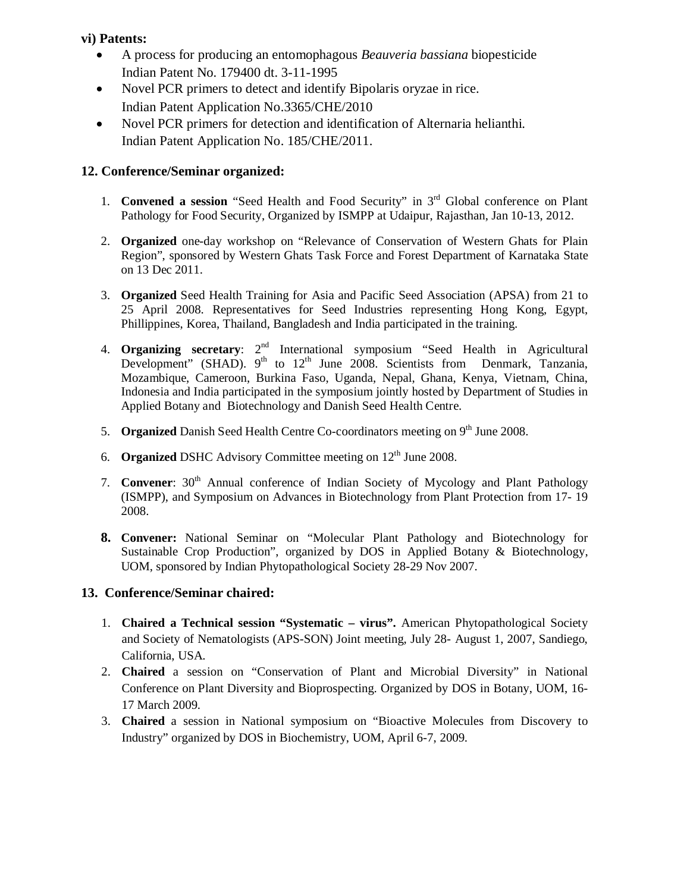**vi) Patents:**

- A process for producing an entomophagous *Beauveria bassiana* biopesticide
  Indian Patent No. 179400 dt. 3-11-1995
- Novel PCR primers to detect and identify Bipolaris oryzae in rice.
  Indian Patent Application No.3365/CHE/2010
- Novel PCR primers for detection and identification of Alternaria helianthi.
  Indian Patent Application No. 185/CHE/2011.

## 12. Conference/Seminar organized:

1. **Convened a session** "Seed Health and Food Security" in 3rd Global conference on Plant Pathology for Food Security, Organized by ISMPP at Udaipur, Rajasthan, Jan 10-13, 2012.

2. **Organized** one-day workshop on "Relevance of Conservation of Western Ghats for Plain Region", sponsored by Western Ghats Task Force and Forest Department of Karnataka State on 13 Dec 2011.

3. **Organized** Seed Health Training for Asia and Pacific Seed Association (APSA) from 21 to 25 April 2008. Representatives for Seed Industries representing Hong Kong, Egypt, Phillippines, Korea, Thailand, Bangladesh and India participated in the training.

4. **Organizing secretary**: 2nd International symposium "Seed Health in Agricultural Development" (SHAD). 9th to 12th June 2008. Scientists from Denmark, Tanzania, Mozambique, Cameroon, Burkina Faso, Uganda, Nepal, Ghana, Kenya, Vietnam, China, Indonesia and India participated in the symposium jointly hosted by Department of Studies in Applied Botany and Biotechnology and Danish Seed Health Centre.

5. **Organized** Danish Seed Health Centre Co-coordinators meeting on 9th June 2008.

6. **Organized** DSHC Advisory Committee meeting on 12th June 2008.

7. **Convener**: 30th Annual conference of Indian Society of Mycology and Plant Pathology (ISMPP), and Symposium on Advances in Biotechnology from Plant Protection from 17- 19 2008.

8. **Convener:** National Seminar on "Molecular Plant Pathology and Biotechnology for Sustainable Crop Production", organized by DOS in Applied Botany & Biotechnology, UOM, sponsored by Indian Phytopathological Society 28-29 Nov 2007.

## 13. Conference/Seminar chaired:

1. **Chaired a Technical session "Systematic – virus".** American Phytopathological Society and Society of Nematologists (APS-SON) Joint meeting, July 28- August 1, 2007, Sandiego, California, USA.
2. **Chaired** a session on "Conservation of Plant and Microbial Diversity" in National Conference on Plant Diversity and Bioprospecting. Organized by DOS in Botany, UOM, 16-17 March 2009.
3. **Chaired** a session in National symposium on "Bioactive Molecules from Discovery to Industry" organized by DOS in Biochemistry, UOM, April 6-7, 2009.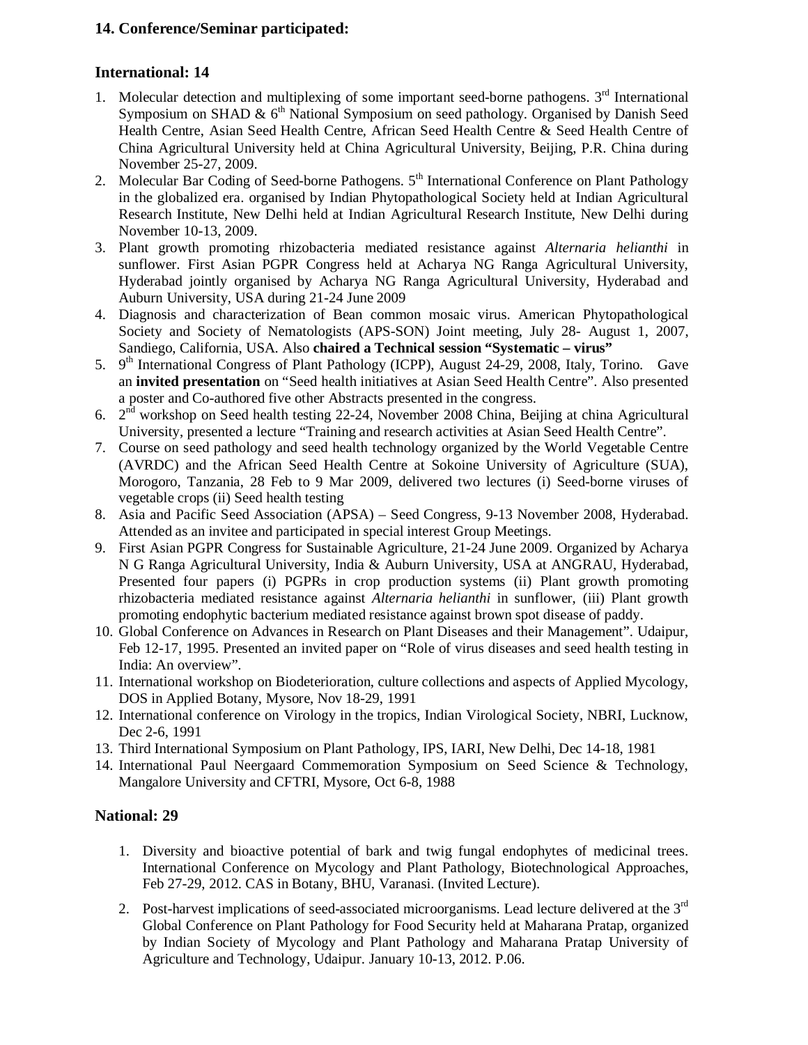## 14. Conference/Seminar participated:

### International: 14

1. Molecular detection and multiplexing of some important seed-borne pathogens. 3rd International Symposium on SHAD & 6th National Symposium on seed pathology. Organised by Danish Seed Health Centre, Asian Seed Health Centre, African Seed Health Centre & Seed Health Centre of China Agricultural University held at China Agricultural University, Beijing, P.R. China during November 25-27, 2009.
2. Molecular Bar Coding of Seed-borne Pathogens. 5th International Conference on Plant Pathology in the globalized era. organised by Indian Phytopathological Society held at Indian Agricultural Research Institute, New Delhi held at Indian Agricultural Research Institute, New Delhi during November 10-13, 2009.
3. Plant growth promoting rhizobacteria mediated resistance against *Alternaria helianthi* in sunflower. First Asian PGPR Congress held at Acharya NG Ranga Agricultural University, Hyderabad jointly organised by Acharya NG Ranga Agricultural University, Hyderabad and Auburn University, USA during 21-24 June 2009
4. Diagnosis and characterization of Bean common mosaic virus. American Phytopathological Society and Society of Nematologists (APS-SON) Joint meeting, July 28- August 1, 2007, Sandiego, California, USA. Also **chaired a Technical session "Systematic – virus"**
5. 9th International Congress of Plant Pathology (ICPP), August 24-29, 2008, Italy, Torino. Gave an **invited presentation** on "Seed health initiatives at Asian Seed Health Centre". Also presented a poster and Co-authored five other Abstracts presented in the congress.
6. 2nd workshop on Seed health testing 22-24, November 2008 China, Beijing at china Agricultural University, presented a lecture "Training and research activities at Asian Seed Health Centre".
7. Course on seed pathology and seed health technology organized by the World Vegetable Centre (AVRDC) and the African Seed Health Centre at Sokoine University of Agriculture (SUA), Morogoro, Tanzania, 28 Feb to 9 Mar 2009, delivered two lectures (i) Seed-borne viruses of vegetable crops (ii) Seed health testing
8. Asia and Pacific Seed Association (APSA) – Seed Congress, 9-13 November 2008, Hyderabad. Attended as an invitee and participated in special interest Group Meetings.
9. First Asian PGPR Congress for Sustainable Agriculture, 21-24 June 2009. Organized by Acharya N G Ranga Agricultural University, India & Auburn University, USA at ANGRAU, Hyderabad, Presented four papers (i) PGPRs in crop production systems (ii) Plant growth promoting rhizobacteria mediated resistance against *Alternaria helianthi* in sunflower, (iii) Plant growth promoting endophytic bacterium mediated resistance against brown spot disease of paddy.
10. Global Conference on Advances in Research on Plant Diseases and their Management". Udaipur, Feb 12-17, 1995. Presented an invited paper on "Role of virus diseases and seed health testing in India: An overview".
11. International workshop on Biodeterioration, culture collections and aspects of Applied Mycology, DOS in Applied Botany, Mysore, Nov 18-29, 1991
12. International conference on Virology in the tropics, Indian Virological Society, NBRI, Lucknow, Dec 2-6, 1991
13. Third International Symposium on Plant Pathology, IPS, IARI, New Delhi, Dec 14-18, 1981
14. International Paul Neergaard Commemoration Symposium on Seed Science & Technology, Mangalore University and CFTRI, Mysore, Oct 6-8, 1988

### National: 29

1. Diversity and bioactive potential of bark and twig fungal endophytes of medicinal trees. International Conference on Mycology and Plant Pathology, Biotechnological Approaches, Feb 27-29, 2012. CAS in Botany, BHU, Varanasi. (Invited Lecture).

2. Post-harvest implications of seed-associated microorganisms. Lead lecture delivered at the 3rd Global Conference on Plant Pathology for Food Security held at Maharana Pratap, organized by Indian Society of Mycology and Plant Pathology and Maharana Pratap University of Agriculture and Technology, Udaipur. January 10-13, 2012. P.06.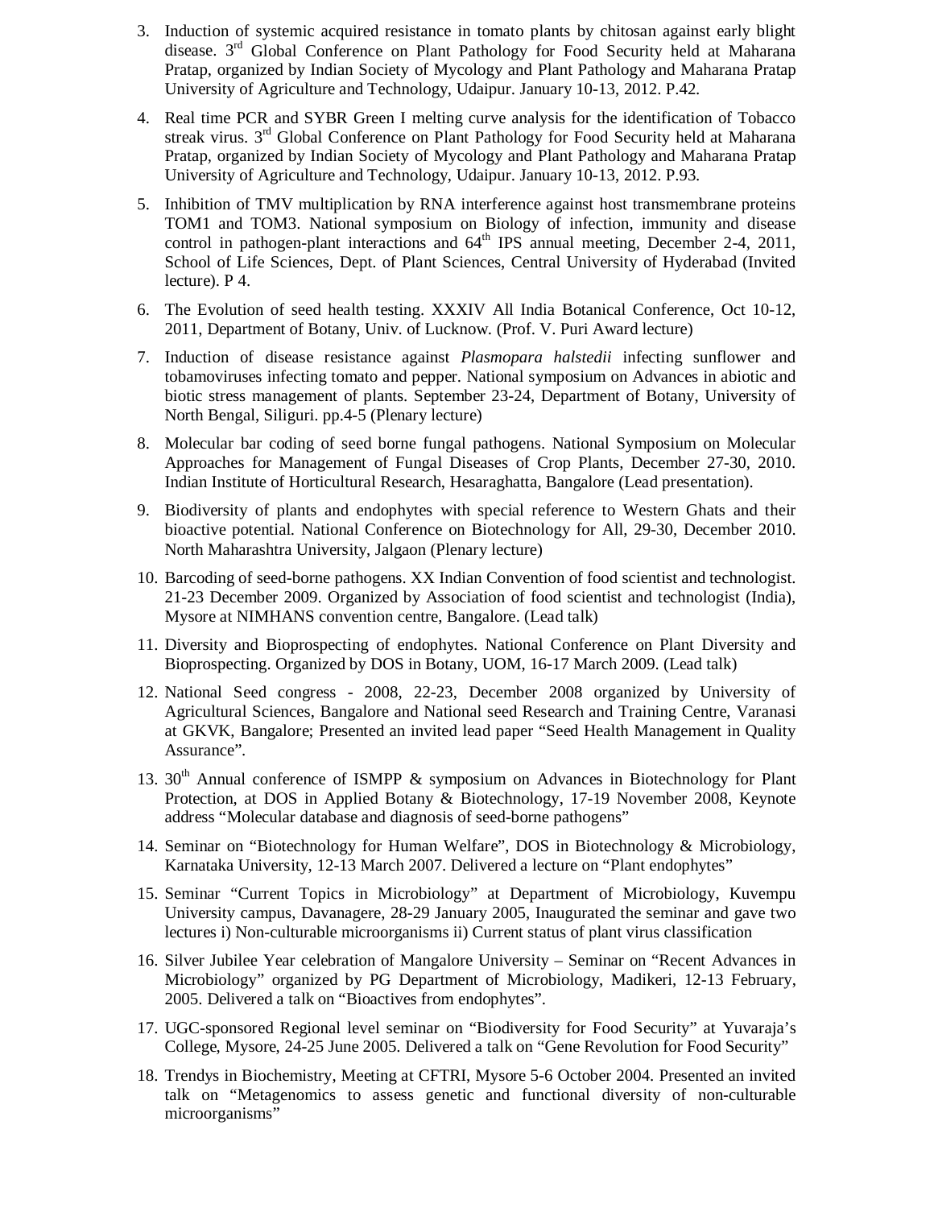3. Induction of systemic acquired resistance in tomato plants by chitosan against early blight disease. 3rd Global Conference on Plant Pathology for Food Security held at Maharana Pratap, organized by Indian Society of Mycology and Plant Pathology and Maharana Pratap University of Agriculture and Technology, Udaipur. January 10-13, 2012. P.42.
4. Real time PCR and SYBR Green I melting curve analysis for the identification of Tobacco streak virus. 3rd Global Conference on Plant Pathology for Food Security held at Maharana Pratap, organized by Indian Society of Mycology and Plant Pathology and Maharana Pratap University of Agriculture and Technology, Udaipur. January 10-13, 2012. P.93.
5. Inhibition of TMV multiplication by RNA interference against host transmembrane proteins TOM1 and TOM3. National symposium on Biology of infection, immunity and disease control in pathogen-plant interactions and 64th IPS annual meeting, December 2-4, 2011, School of Life Sciences, Dept. of Plant Sciences, Central University of Hyderabad (Invited lecture). P 4.
6. The Evolution of seed health testing. XXXIV All India Botanical Conference, Oct 10-12, 2011, Department of Botany, Univ. of Lucknow. (Prof. V. Puri Award lecture)
7. Induction of disease resistance against *Plasmopara halstedii* infecting sunflower and tobamoviruses infecting tomato and pepper. National symposium on Advances in abiotic and biotic stress management of plants. September 23-24, Department of Botany, University of North Bengal, Siliguri. pp.4-5 (Plenary lecture)
8. Molecular bar coding of seed borne fungal pathogens. National Symposium on Molecular Approaches for Management of Fungal Diseases of Crop Plants, December 27-30, 2010. Indian Institute of Horticultural Research, Hesaraghatta, Bangalore (Lead presentation).
9. Biodiversity of plants and endophytes with special reference to Western Ghats and their bioactive potential. National Conference on Biotechnology for All, 29-30, December 2010. North Maharashtra University, Jalgaon (Plenary lecture)
10. Barcoding of seed-borne pathogens. XX Indian Convention of food scientist and technologist. 21-23 December 2009. Organized by Association of food scientist and technologist (India), Mysore at NIMHANS convention centre, Bangalore. (Lead talk)
11. Diversity and Bioprospecting of endophytes. National Conference on Plant Diversity and Bioprospecting. Organized by DOS in Botany, UOM, 16-17 March 2009. (Lead talk)
12. National Seed congress - 2008, 22-23, December 2008 organized by University of Agricultural Sciences, Bangalore and National seed Research and Training Centre, Varanasi at GKVK, Bangalore; Presented an invited lead paper "Seed Health Management in Quality Assurance".
13. 30th Annual conference of ISMPP & symposium on Advances in Biotechnology for Plant Protection, at DOS in Applied Botany & Biotechnology, 17-19 November 2008, Keynote address "Molecular database and diagnosis of seed-borne pathogens"
14. Seminar on "Biotechnology for Human Welfare", DOS in Biotechnology & Microbiology, Karnataka University, 12-13 March 2007. Delivered a lecture on "Plant endophytes"
15. Seminar "Current Topics in Microbiology" at Department of Microbiology, Kuvempu University campus, Davanagere, 28-29 January 2005, Inaugurated the seminar and gave two lectures i) Non-culturable microorganisms ii) Current status of plant virus classification
16. Silver Jubilee Year celebration of Mangalore University – Seminar on "Recent Advances in Microbiology" organized by PG Department of Microbiology, Madikeri, 12-13 February, 2005. Delivered a talk on "Bioactives from endophytes".
17. UGC-sponsored Regional level seminar on "Biodiversity for Food Security" at Yuvaraja's College, Mysore, 24-25 June 2005. Delivered a talk on "Gene Revolution for Food Security"
18. Trendys in Biochemistry, Meeting at CFTRI, Mysore 5-6 October 2004. Presented an invited talk on "Metagenomics to assess genetic and functional diversity of non-culturable microorganisms"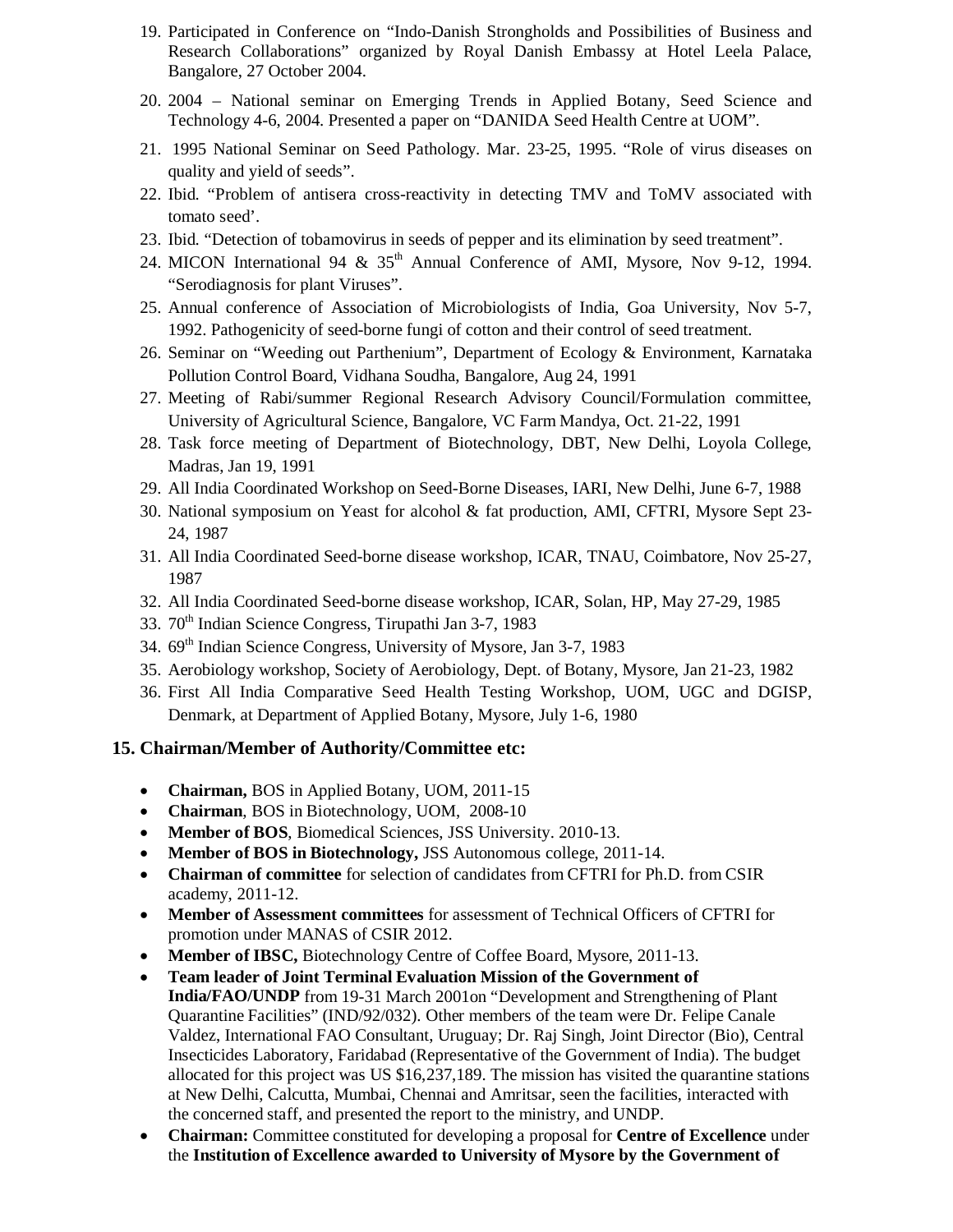19. Participated in Conference on "Indo-Danish Strongholds and Possibilities of Business and Research Collaborations" organized by Royal Danish Embassy at Hotel Leela Palace, Bangalore, 27 October 2004.
20. 2004 – National seminar on Emerging Trends in Applied Botany, Seed Science and Technology 4-6, 2004. Presented a paper on "DANIDA Seed Health Centre at UOM".
21. 1995 National Seminar on Seed Pathology. Mar. 23-25, 1995. "Role of virus diseases on quality and yield of seeds".
22. Ibid. "Problem of antisera cross-reactivity in detecting TMV and ToMV associated with tomato seed'.
23. Ibid. "Detection of tobamovirus in seeds of pepper and its elimination by seed treatment".
24. MICON International 94 & 35th Annual Conference of AMI, Mysore, Nov 9-12, 1994. "Serodiagnosis for plant Viruses".
25. Annual conference of Association of Microbiologists of India, Goa University, Nov 5-7, 1992. Pathogenicity of seed-borne fungi of cotton and their control of seed treatment.
26. Seminar on "Weeding out Parthenium", Department of Ecology & Environment, Karnataka Pollution Control Board, Vidhana Soudha, Bangalore, Aug 24, 1991
27. Meeting of Rabi/summer Regional Research Advisory Council/Formulation committee, University of Agricultural Science, Bangalore, VC Farm Mandya, Oct. 21-22, 1991
28. Task force meeting of Department of Biotechnology, DBT, New Delhi, Loyola College, Madras, Jan 19, 1991
29. All India Coordinated Workshop on Seed-Borne Diseases, IARI, New Delhi, June 6-7, 1988
30. National symposium on Yeast for alcohol & fat production, AMI, CFTRI, Mysore Sept 23-24, 1987
31. All India Coordinated Seed-borne disease workshop, ICAR, TNAU, Coimbatore, Nov 25-27, 1987
32. All India Coordinated Seed-borne disease workshop, ICAR, Solan, HP, May 27-29, 1985
33. 70th Indian Science Congress, Tirupathi Jan 3-7, 1983
34. 69th Indian Science Congress, University of Mysore, Jan 3-7, 1983
35. Aerobiology workshop, Society of Aerobiology, Dept. of Botany, Mysore, Jan 21-23, 1982
36. First All India Comparative Seed Health Testing Workshop, UOM, UGC and DGISP, Denmark, at Department of Applied Botany, Mysore, July 1-6, 1980

## 15. Chairman/Member of Authority/Committee etc:

- **Chairman,** BOS in Applied Botany, UOM, 2011-15
- **Chairman**, BOS in Biotechnology, UOM, 2008-10
- **Member of BOS**, Biomedical Sciences, JSS University. 2010-13.
- **Member of BOS in Biotechnology,** JSS Autonomous college, 2011-14.
- **Chairman of committee** for selection of candidates from CFTRI for Ph.D. from CSIR academy, 2011-12.
- **Member of Assessment committees** for assessment of Technical Officers of CFTRI for promotion under MANAS of CSIR 2012.
- **Member of IBSC,** Biotechnology Centre of Coffee Board, Mysore, 2011-13.
- **Team leader of Joint Terminal Evaluation Mission of the Government of India/FAO/UNDP** from 19-31 March 2001on "Development and Strengthening of Plant Quarantine Facilities" (IND/92/032). Other members of the team were Dr. Felipe Canale Valdez, International FAO Consultant, Uruguay; Dr. Raj Singh, Joint Director (Bio), Central Insecticides Laboratory, Faridabad (Representative of the Government of India). The budget allocated for this project was US $16,237,189. The mission has visited the quarantine stations at New Delhi, Calcutta, Mumbai, Chennai and Amritsar, seen the facilities, interacted with the concerned staff, and presented the report to the ministry, and UNDP.
- **Chairman:** Committee constituted for developing a proposal for **Centre of Excellence** under the **Institution of Excellence awarded to University of Mysore by the Government of**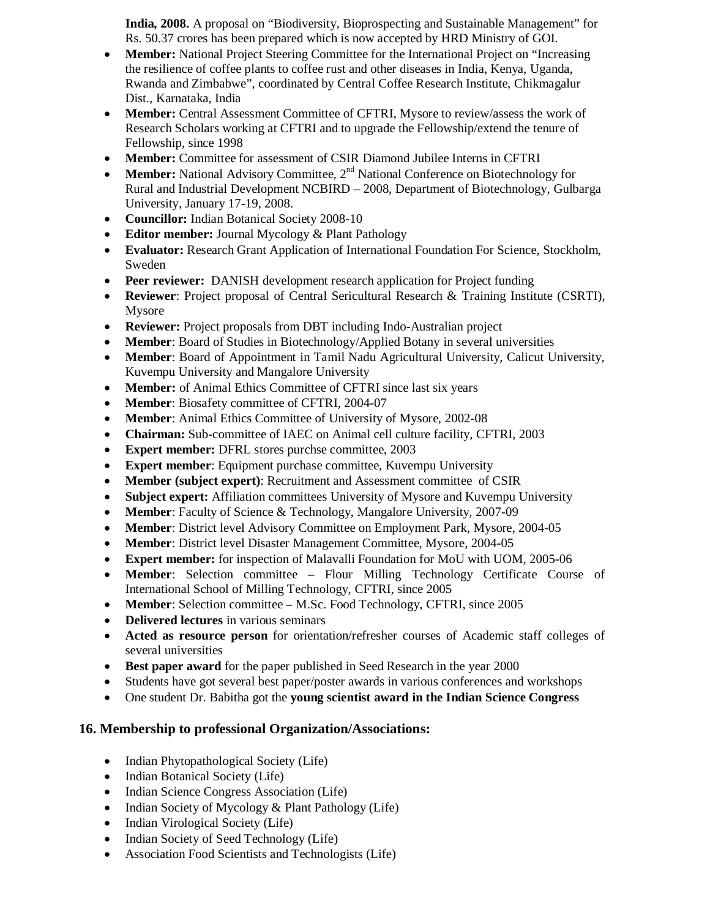**India, 2008.** A proposal on "Biodiversity, Bioprospecting and Sustainable Management" for Rs. 50.37 crores has been prepared which is now accepted by HRD Ministry of GOI.

- **Member:** National Project Steering Committee for the International Project on "Increasing the resilience of coffee plants to coffee rust and other diseases in India, Kenya, Uganda, Rwanda and Zimbabwe", coordinated by Central Coffee Research Institute, Chikmagalur Dist., Karnataka, India
- **Member:** Central Assessment Committee of CFTRI, Mysore to review/assess the work of Research Scholars working at CFTRI and to upgrade the Fellowship/extend the tenure of Fellowship, since 1998
- **Member:** Committee for assessment of CSIR Diamond Jubilee Interns in CFTRI
- **Member:** National Advisory Committee, 2nd National Conference on Biotechnology for Rural and Industrial Development NCBIRD – 2008, Department of Biotechnology, Gulbarga University, January 17-19, 2008.
- **Councillor:** Indian Botanical Society 2008-10
- **Editor member:** Journal Mycology & Plant Pathology
- **Evaluator:** Research Grant Application of International Foundation For Science, Stockholm, Sweden
- **Peer reviewer:** DANISH development research application for Project funding
- **Reviewer**: Project proposal of Central Sericultural Research & Training Institute (CSRTI), Mysore
- **Reviewer:** Project proposals from DBT including Indo-Australian project
- **Member**: Board of Studies in Biotechnology/Applied Botany in several universities
- **Member**: Board of Appointment in Tamil Nadu Agricultural University, Calicut University, Kuvempu University and Mangalore University
- **Member:** of Animal Ethics Committee of CFTRI since last six years
- **Member**: Biosafety committee of CFTRI, 2004-07
- **Member**: Animal Ethics Committee of University of Mysore, 2002-08
- **Chairman:** Sub-committee of IAEC on Animal cell culture facility, CFTRI, 2003
- **Expert member:** DFRL stores purchse committee, 2003
- **Expert member**: Equipment purchase committee, Kuvempu University
- **Member (subject expert)**: Recruitment and Assessment committee of CSIR
- **Subject expert:** Affiliation committees University of Mysore and Kuvempu University
- **Member**: Faculty of Science & Technology, Mangalore University, 2007-09
- **Member**: District level Advisory Committee on Employment Park, Mysore, 2004-05
- **Member**: District level Disaster Management Committee, Mysore, 2004-05
- **Expert member:** for inspection of Malavalli Foundation for MoU with UOM, 2005-06
- **Member**: Selection committee – Flour Milling Technology Certificate Course of International School of Milling Technology, CFTRI, since 2005
- **Member**: Selection committee – M.Sc. Food Technology, CFTRI, since 2005
- **Delivered lectures** in various seminars
- **Acted as resource person** for orientation/refresher courses of Academic staff colleges of several universities
- **Best paper award** for the paper published in Seed Research in the year 2000
- Students have got several best paper/poster awards in various conferences and workshops
- One student Dr. Babitha got the **young scientist award in the Indian Science Congress**

## 16. Membership to professional Organization/Associations:

- Indian Phytopathological Society (Life)
- Indian Botanical Society (Life)
- Indian Science Congress Association (Life)
- Indian Society of Mycology & Plant Pathology (Life)
- Indian Virological Society (Life)
- Indian Society of Seed Technology (Life)
- Association Food Scientists and Technologists (Life)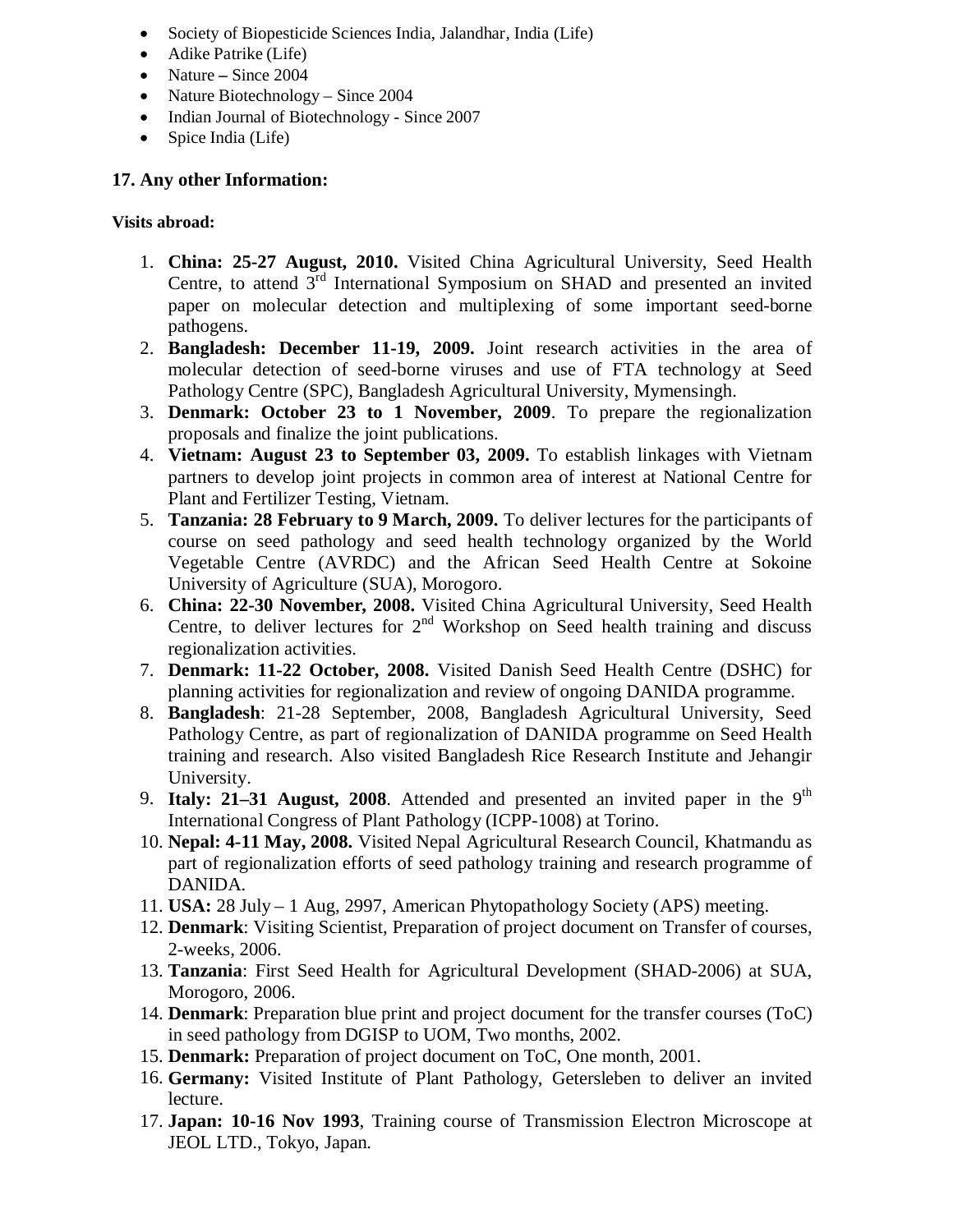- Society of Biopesticide Sciences India, Jalandhar, India (Life)
- Adike Patrike (Life)
- Nature **–** Since 2004
- Nature Biotechnology – Since 2004
- Indian Journal of Biotechnology - Since 2007
- Spice India (Life)

## 17. Any other Information:

**Visits abroad:**

1. **China: 25-27 August, 2010.** Visited China Agricultural University, Seed Health Centre, to attend 3rd International Symposium on SHAD and presented an invited paper on molecular detection and multiplexing of some important seed-borne pathogens.
2. **Bangladesh: December 11-19, 2009.** Joint research activities in the area of molecular detection of seed-borne viruses and use of FTA technology at Seed Pathology Centre (SPC), Bangladesh Agricultural University, Mymensingh.
3. **Denmark: October 23 to 1 November, 2009**. To prepare the regionalization proposals and finalize the joint publications.
4. **Vietnam: August 23 to September 03, 2009.** To establish linkages with Vietnam partners to develop joint projects in common area of interest at National Centre for Plant and Fertilizer Testing, Vietnam.
5. **Tanzania: 28 February to 9 March, 2009.** To deliver lectures for the participants of course on seed pathology and seed health technology organized by the World Vegetable Centre (AVRDC) and the African Seed Health Centre at Sokoine University of Agriculture (SUA), Morogoro.
6. **China: 22-30 November, 2008.** Visited China Agricultural University, Seed Health Centre, to deliver lectures for 2nd Workshop on Seed health training and discuss regionalization activities.
7. **Denmark: 11-22 October, 2008.** Visited Danish Seed Health Centre (DSHC) for planning activities for regionalization and review of ongoing DANIDA programme.
8. **Bangladesh**: 21-28 September, 2008, Bangladesh Agricultural University, Seed Pathology Centre, as part of regionalization of DANIDA programme on Seed Health training and research. Also visited Bangladesh Rice Research Institute and Jehangir University.
9. **Italy: 21–31 August, 2008**. Attended and presented an invited paper in the 9th International Congress of Plant Pathology (ICPP-1008) at Torino.
10. **Nepal: 4-11 May, 2008.** Visited Nepal Agricultural Research Council, Khatmandu as part of regionalization efforts of seed pathology training and research programme of DANIDA.
11. **USA:** 28 July – 1 Aug, 2997, American Phytopathology Society (APS) meeting.
12. **Denmark**: Visiting Scientist, Preparation of project document on Transfer of courses, 2-weeks, 2006.
13. **Tanzania**: First Seed Health for Agricultural Development (SHAD-2006) at SUA, Morogoro, 2006.
14. **Denmark**: Preparation blue print and project document for the transfer courses (ToC) in seed pathology from DGISP to UOM, Two months, 2002.
15. **Denmark:** Preparation of project document on ToC, One month, 2001.
16. **Germany:** Visited Institute of Plant Pathology, Getersleben to deliver an invited lecture.
17. **Japan: 10-16 Nov 1993**, Training course of Transmission Electron Microscope at JEOL LTD., Tokyo, Japan.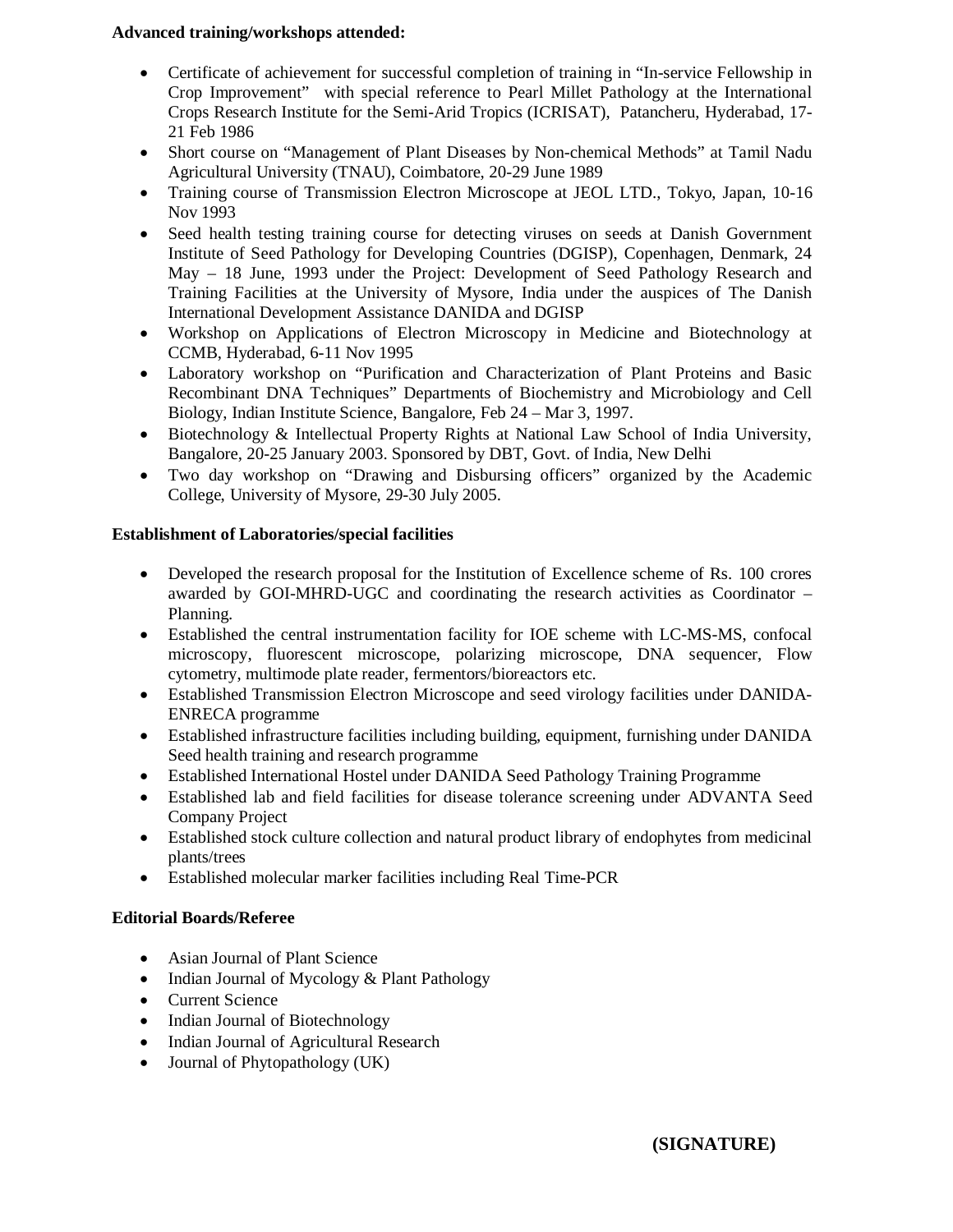**Advanced training/workshops attended:**

- Certificate of achievement for successful completion of training in "In-service Fellowship in Crop Improvement" with special reference to Pearl Millet Pathology at the International Crops Research Institute for the Semi-Arid Tropics (ICRISAT), Patancheru, Hyderabad, 17-21 Feb 1986
- Short course on "Management of Plant Diseases by Non-chemical Methods" at Tamil Nadu Agricultural University (TNAU), Coimbatore, 20-29 June 1989
- Training course of Transmission Electron Microscope at JEOL LTD., Tokyo, Japan, 10-16 Nov 1993
- Seed health testing training course for detecting viruses on seeds at Danish Government Institute of Seed Pathology for Developing Countries (DGISP), Copenhagen, Denmark, 24 May – 18 June, 1993 under the Project: Development of Seed Pathology Research and Training Facilities at the University of Mysore, India under the auspices of The Danish International Development Assistance DANIDA and DGISP
- Workshop on Applications of Electron Microscopy in Medicine and Biotechnology at CCMB, Hyderabad, 6-11 Nov 1995
- Laboratory workshop on "Purification and Characterization of Plant Proteins and Basic Recombinant DNA Techniques" Departments of Biochemistry and Microbiology and Cell Biology, Indian Institute Science, Bangalore, Feb 24 – Mar 3, 1997.
- Biotechnology & Intellectual Property Rights at National Law School of India University, Bangalore, 20-25 January 2003. Sponsored by DBT, Govt. of India, New Delhi
- Two day workshop on "Drawing and Disbursing officers" organized by the Academic College, University of Mysore, 29-30 July 2005.

**Establishment of Laboratories/special facilities**

- Developed the research proposal for the Institution of Excellence scheme of Rs. 100 crores awarded by GOI-MHRD-UGC and coordinating the research activities as Coordinator – Planning.
- Established the central instrumentation facility for IOE scheme with LC-MS-MS, confocal microscopy, fluorescent microscope, polarizing microscope, DNA sequencer, Flow cytometry, multimode plate reader, fermentors/bioreactors etc.
- Established Transmission Electron Microscope and seed virology facilities under DANIDA-ENRECA programme
- Established infrastructure facilities including building, equipment, furnishing under DANIDA Seed health training and research programme
- Established International Hostel under DANIDA Seed Pathology Training Programme
- Established lab and field facilities for disease tolerance screening under ADVANTA Seed Company Project
- Established stock culture collection and natural product library of endophytes from medicinal plants/trees
- Established molecular marker facilities including Real Time-PCR

**Editorial Boards/Referee**

- Asian Journal of Plant Science
- Indian Journal of Mycology & Plant Pathology
- Current Science
- Indian Journal of Biotechnology
- Indian Journal of Agricultural Research
- Journal of Phytopathology (UK)

**(SIGNATURE)**